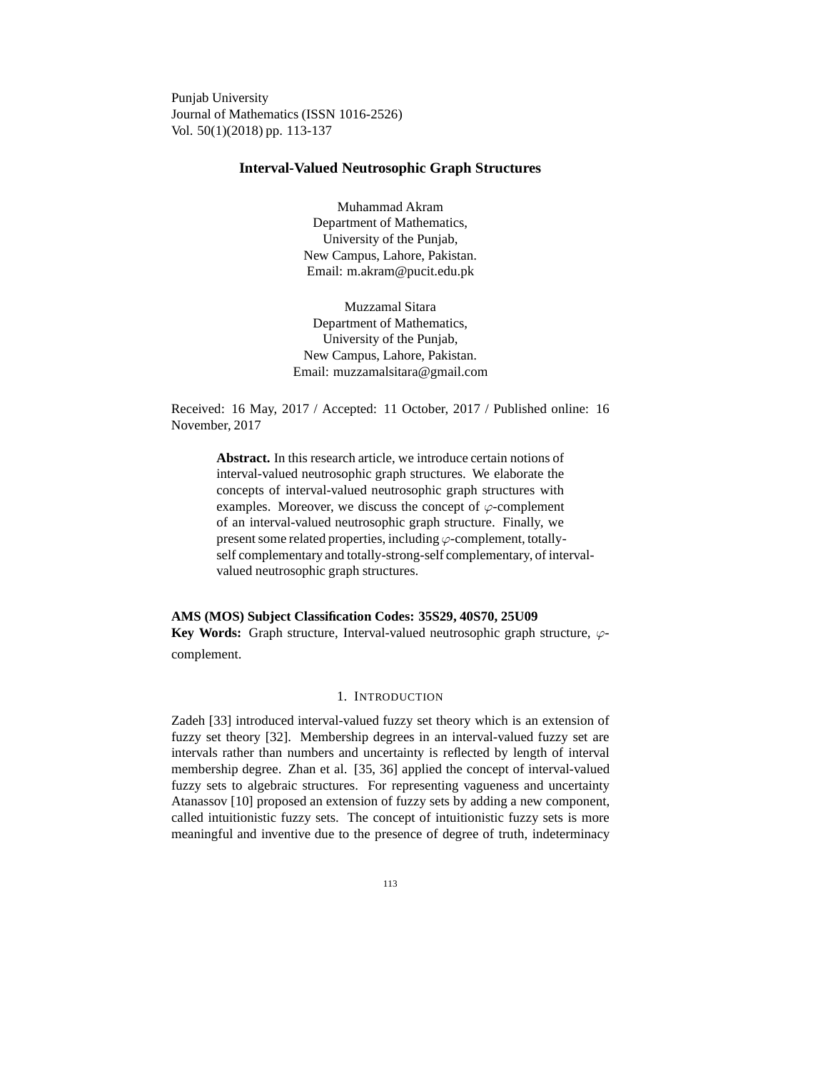Punjab University
Journal of Mathematics (ISSN 1016-2526)
Vol. 50(1)(2018) pp. 113-137

# Interval-Valued Neutrosophic Graph Structures

Muhammad Akram
Department of Mathematics,
University of the Punjab,
New Campus, Lahore, Pakistan.
Email: m.akram@pucit.edu.pk

Muzzamal Sitara
Department of Mathematics,
University of the Punjab,
New Campus, Lahore, Pakistan.
Email: muzzamalsitara@gmail.com

Received: 16 May, 2017 / Accepted: 11 October, 2017 / Published online: 16 November, 2017

**Abstract.** In this research article, we introduce certain notions of interval-valued neutrosophic graph structures. We elaborate the concepts of interval-valued neutrosophic graph structures with examples. Moreover, we discuss the concept of $\varphi$-complement of an interval-valued neutrosophic graph structure. Finally, we present some related properties, including $\varphi$-complement, totally-self complementary and totally-strong-self complementary, of interval-valued neutrosophic graph structures.

**AMS (MOS) Subject Classification Codes: 35S29, 40S70, 25U09**
**Key Words:** Graph structure, Interval-valued neutrosophic graph structure, $\varphi$-complement.

## 1. Introduction

Zadeh [33] introduced interval-valued fuzzy set theory which is an extension of fuzzy set theory [32]. Membership degrees in an interval-valued fuzzy set are intervals rather than numbers and uncertainty is reflected by length of interval membership degree. Zhan et al. [35, 36] applied the concept of interval-valued fuzzy sets to algebraic structures. For representing vagueness and uncertainty Atanassov [10] proposed an extension of fuzzy sets by adding a new component, called intuitionistic fuzzy sets. The concept of intuitionistic fuzzy sets is more meaningful and inventive due to the presence of degree of truth, indeterminacy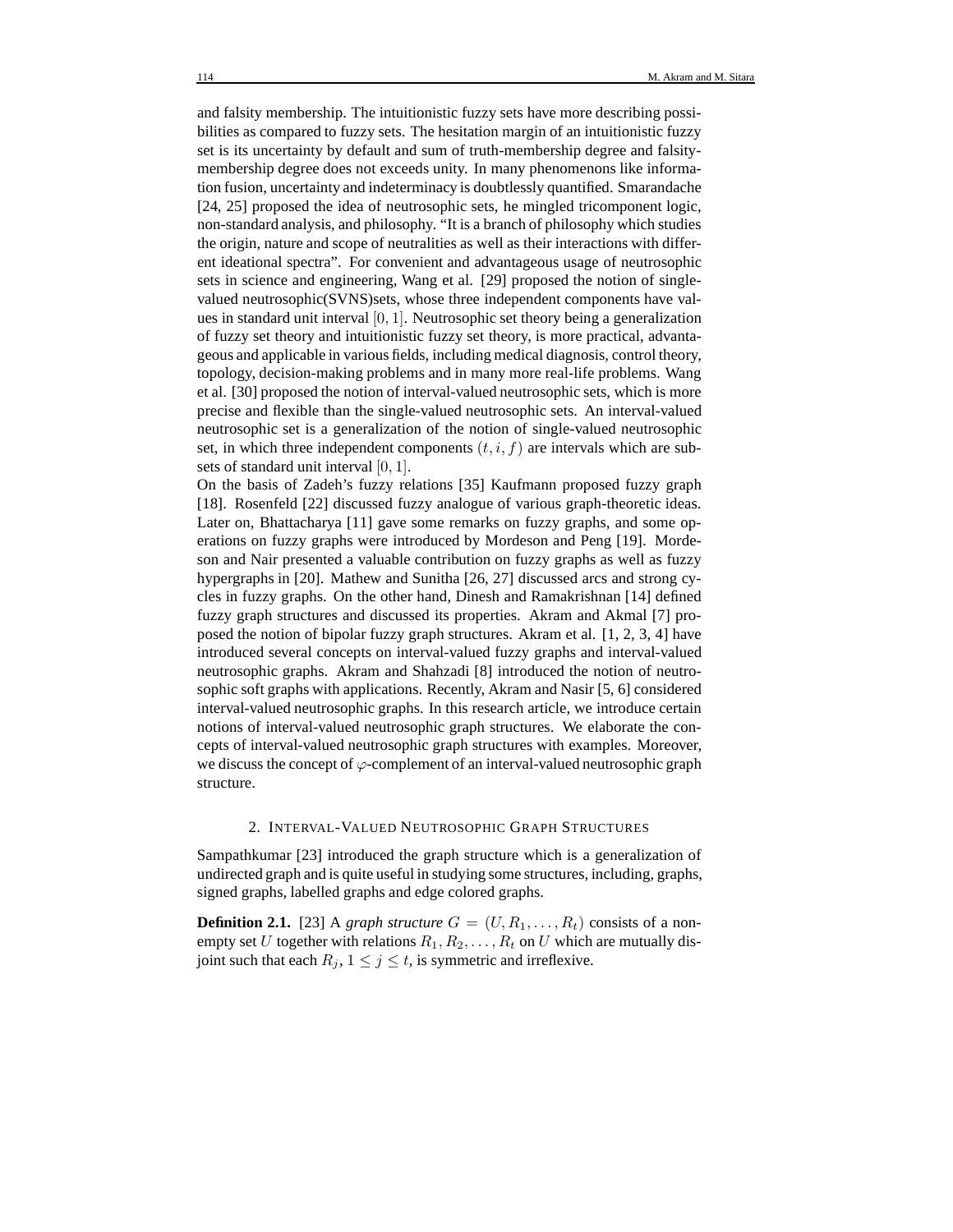and falsity membership. The intuitionistic fuzzy sets have more describing possibilities as compared to fuzzy sets. The hesitation margin of an intuitionistic fuzzy set is its uncertainty by default and sum of truth-membership degree and falsity-membership degree does not exceeds unity. In many phenomenons like information fusion, uncertainty and indeterminacy is doubtlessly quantified. Smarandache [24, 25] proposed the idea of neutrosophic sets, he mingled tricomponent logic, non-standard analysis, and philosophy. "It is a branch of philosophy which studies the origin, nature and scope of neutralities as well as their interactions with different ideational spectra". For convenient and advantageous usage of neutrosophic sets in science and engineering, Wang et al. [29] proposed the notion of single-valued neutrosophic(SVNS)sets, whose three independent components have values in standard unit interval $[0, 1]$. Neutrosophic set theory being a generalization of fuzzy set theory and intuitionistic fuzzy set theory, is more practical, advantageous and applicable in various fields, including medical diagnosis, control theory, topology, decision-making problems and in many more real-life problems. Wang et al. [30] proposed the notion of interval-valued neutrosophic sets, which is more precise and flexible than the single-valued neutrosophic sets. An interval-valued neutrosophic set is a generalization of the notion of single-valued neutrosophic set, in which three independent components $(t, i, f)$ are intervals which are subsets of standard unit interval $[0, 1]$.

On the basis of Zadeh's fuzzy relations [35] Kaufmann proposed fuzzy graph [18]. Rosenfeld [22] discussed fuzzy analogue of various graph-theoretic ideas. Later on, Bhattacharya [11] gave some remarks on fuzzy graphs, and some operations on fuzzy graphs were introduced by Mordeson and Peng [19]. Mordeson and Nair presented a valuable contribution on fuzzy graphs as well as fuzzy hypergraphs in [20]. Mathew and Sunitha [26, 27] discussed arcs and strong cycles in fuzzy graphs. On the other hand, Dinesh and Ramakrishnan [14] defined fuzzy graph structures and discussed its properties. Akram and Akmal [7] proposed the notion of bipolar fuzzy graph structures. Akram et al. [1, 2, 3, 4] have introduced several concepts on interval-valued fuzzy graphs and interval-valued neutrosophic graphs. Akram and Shahzadi [8] introduced the notion of neutrosophic soft graphs with applications. Recently, Akram and Nasir [5, 6] considered interval-valued neutrosophic graphs. In this research article, we introduce certain notions of interval-valued neutrosophic graph structures. We elaborate the concepts of interval-valued neutrosophic graph structures with examples. Moreover, we discuss the concept of $\varphi$-complement of an interval-valued neutrosophic graph structure.

## 2. Interval-Valued Neutrosophic Graph Structures

Sampathkumar [23] introduced the graph structure which is a generalization of undirected graph and is quite useful in studying some structures, including, graphs, signed graphs, labelled graphs and edge colored graphs.

**Definition 2.1.** [23] A *graph structure* $G = (U, R_1, \ldots, R_t)$ consists of a non-empty set $U$ together with relations $R_1, R_2, \ldots, R_t$ on $U$ which are mutually disjoint such that each $R_j$, $1 \leq j \leq t$, is symmetric and irreflexive.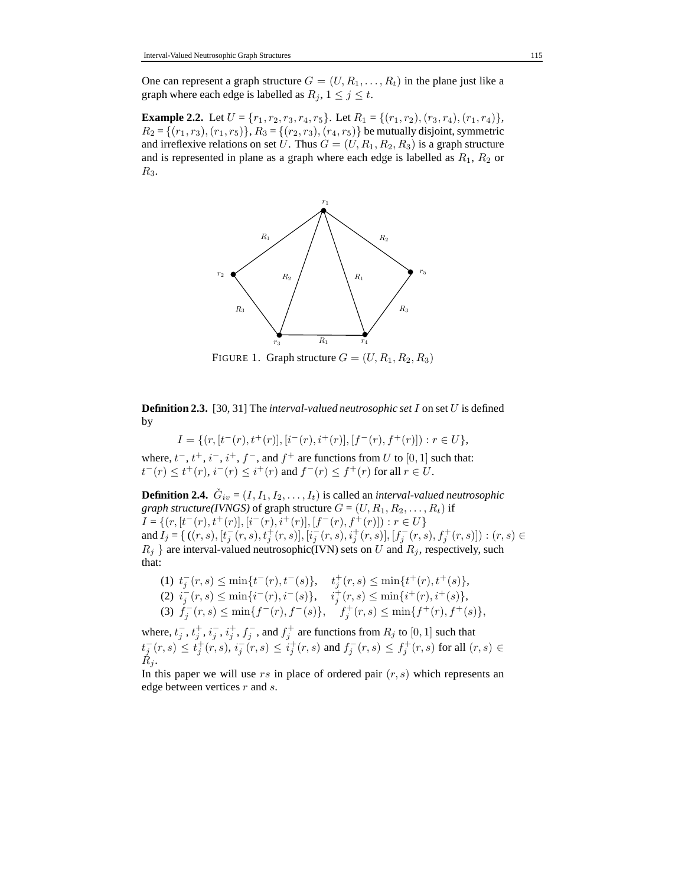One can represent a graph structure $G = (U, R_1, \ldots, R_t)$ in the plane just like a graph where each edge is labelled as $R_j$, $1 \leq j \leq t$.

**Example 2.2.** Let $U = \{r_1, r_2, r_3, r_4, r_5\}$. Let $R_1 = \{(r_1, r_2), (r_3, r_4), (r_1, r_4)\}$, $R_2 = \{(r_1, r_3), (r_1, r_5)\}$, $R_3 = \{(r_2, r_3), (r_4, r_5)\}$ be mutually disjoint, symmetric and irreflexive relations on set $U$. Thus $G = (U, R_1, R_2, R_3)$ is a graph structure and is represented in plane as a graph where each edge is labelled as $R_1$, $R_2$ or $R_3$.

FIGURE 1. Graph structure $G = (U, R_1, R_2, R_3)$

**Definition 2.3.** [30, 31] The *interval-valued neutrosophic set* $I$ on set $U$ is defined by

$$I = \{(r, [t^-(r), t^+(r)], [i^-(r), i^+(r)], [f^-(r), f^+(r)]) : r \in U\},$$

where, $t^-$, $t^+$, $i^-$, $i^+$, $f^-$, and $f^+$ are functions from $U$ to $[0, 1]$ such that: $t^-(r) \leq t^+(r)$, $i^-(r) \leq i^+(r)$ and $f^-(r) \leq f^+(r)$ for all $r \in U$.

**Definition 2.4.** $\check{G}_{iv} = (I, I_1, I_2, \ldots, I_t)$ is called an *interval-valued neutrosophic graph structure(IVNGS)* of graph structure $G = (U, R_1, R_2, \ldots, R_t)$ if $I = \{(r, [t^-(r), t^+(r)], [i^-(r), i^+(r)], [f^-(r), f^+(r)]) : r \in U\}$ and $I_j = \{ ((r, s), [t_j^-(r, s), t_j^+(r, s)], [i_j^-(r, s), i_j^+(r, s)], [f_j^-(r, s), f_j^+(r, s)]) : (r, s) \in R_j \}$ are interval-valued neutrosophic(IVN) sets on $U$ and $R_j$, respectively, such that:

(1) $t_j^-(r, s) \leq \min\{t^-(r), t^-(s)\}$, $\quad t_j^+(r, s) \leq \min\{t^+(r), t^+(s)\}$,
(2) $i_j^-(r, s) \leq \min\{i^-(r), i^-(s)\}$, $\quad i_j^+(r, s) \leq \min\{i^+(r), i^+(s)\}$,
(3) $f_j^-(r, s) \leq \min\{f^-(r), f^-(s)\}$, $\quad f_j^+(r, s) \leq \min\{f^+(r), f^+(s)\}$,

where, $t_j^-$, $t_j^+$, $i_j^-$, $i_j^+$, $f_j^-$, and $f_j^+$ are functions from $R_j$ to $[0, 1]$ such that $t_j^-(r, s) \leq t_j^+(r, s)$, $i_j^-(r, s) \leq i_j^+(r, s)$ and $f_j^-(r, s) \leq f_j^+(r, s)$ for all $(r, s) \in R_j$.

In this paper we will use $rs$ in place of ordered pair $(r, s)$ which represents an edge between vertices $r$ and $s$.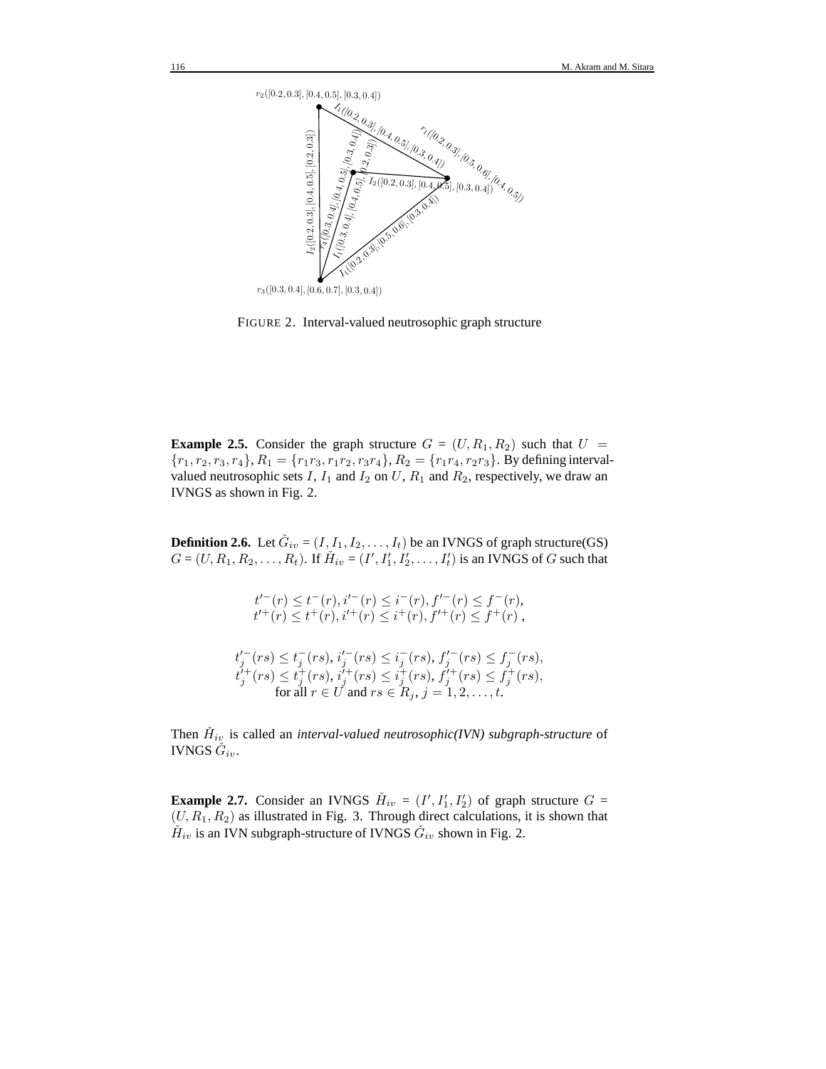FIGURE 2. Interval-valued neutrosophic graph structure

**Example 2.5.** Consider the graph structure $G = (U, R_1, R_2)$ such that $U = \{r_1, r_2, r_3, r_4\}$, $R_1 = \{r_1r_3, r_1r_2, r_3r_4\}$, $R_2 = \{r_1r_4, r_2r_3\}$. By defining interval-valued neutrosophic sets $I$, $I_1$ and $I_2$ on $U$, $R_1$ and $R_2$, respectively, we draw an IVNGS as shown in Fig. 2.

**Definition 2.6.** Let $\check{G}_{iv} = (I, I_1, I_2, \ldots, I_t)$ be an IVNGS of graph structure(GS) $G = (U, R_1, R_2, \ldots, R_t)$. If $\check{H}_{iv} = (I', I'_1, I'_2, \ldots, I'_t)$ is an IVNGS of $G$ such that

$$t'^-(r) \leq t^-(r), i'^-(r) \leq i^-(r), f'^-(r) \leq f^-(r),$$
$$t'^+(r) \leq t^+(r), i'^+(r) \leq i^+(r), f'^+(r) \leq f^+(r),$$

$$t'^-_j(rs) \leq t^-_j(rs), i'^-_j(rs) \leq i^-_j(rs), f'^-_j(rs) \leq f^-_j(rs),$$
$$t'^+_j(rs) \leq t^+_j(rs), i'^+_j(rs) \leq i^+_j(rs), f'^+_j(rs) \leq f^+_j(rs),$$
$$\text{for all } r \in U \text{ and } rs \in R_j, j = 1, 2, \ldots, t.$$

Then $\check{H}_{iv}$ is called an *interval-valued neutrosophic(IVN) subgraph-structure* of IVNGS $\check{G}_{iv}$.

**Example 2.7.** Consider an IVNGS $\check{H}_{iv} = (I', I'_1, I'_2)$ of graph structure $G = (U, R_1, R_2)$ as illustrated in Fig. 3. Through direct calculations, it is shown that $\check{H}_{iv}$ is an IVN subgraph-structure of IVNGS $\check{G}_{iv}$ shown in Fig. 2.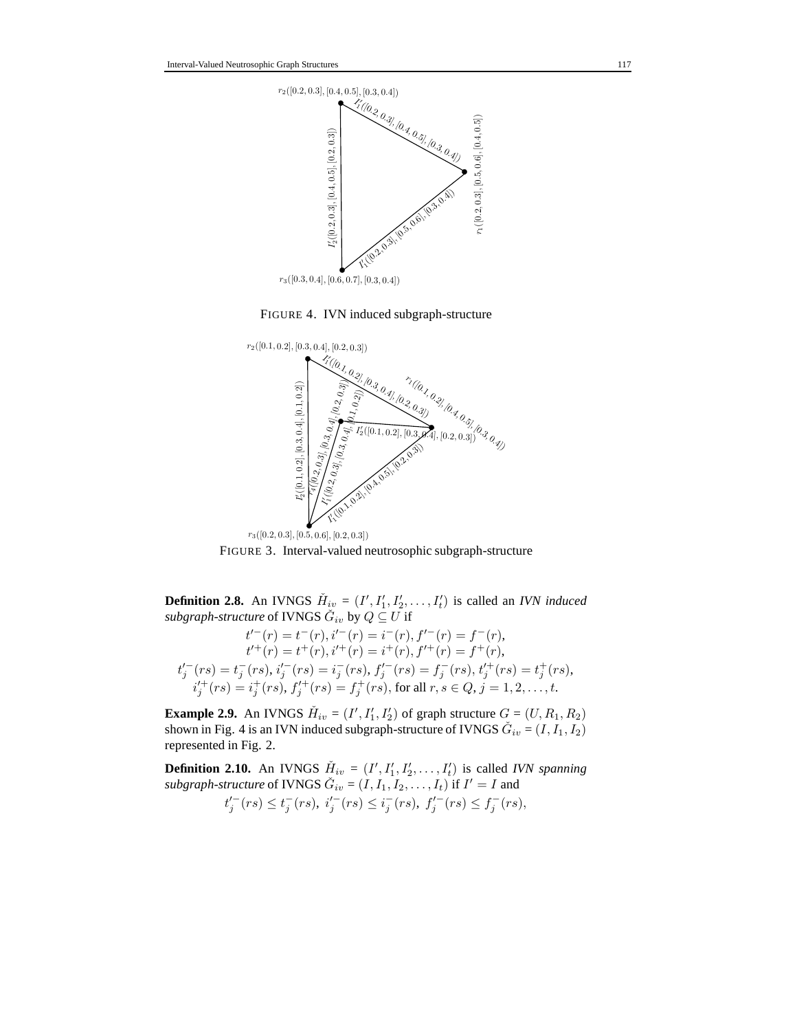FIGURE 4. IVN induced subgraph-structure

FIGURE 3. Interval-valued neutrosophic subgraph-structure

**Definition 2.8.** An IVNGS $\check{H}_{iv} = (I', I'_1, I'_2, \ldots, I'_t)$ is called an *IVN induced subgraph-structure* of IVNGS $\check{G}_{iv}$ by $Q \subseteq U$ if

$$t'^-(r) = t^-(r), i'^-(r) = i^-(r), f'^-(r) = f^-(r),$$
$$t'^+(r) = t^+(r), i'^+(r) = i^+(r), f'^+(r) = f^+(r),$$
$$t'^-_j(rs) = t^-_j(rs),\ i'^-_j(rs) = i^-_j(rs),\ f'^-_j(rs) = f^-_j(rs),\ t'^+_j(rs) = t^+_j(rs),$$
$$i'^+_j(rs) = i^+_j(rs),\ f'^+_j(rs) = f^+_j(rs), \text{ for all } r, s \in Q,\ j = 1, 2, \ldots, t.$$

**Example 2.9.** An IVNGS $\check{H}_{iv} = (I', I'_1, I'_2)$ of graph structure $G = (U, R_1, R_2)$ shown in Fig. 4 is an IVN induced subgraph-structure of IVNGS $\check{G}_{iv} = (I, I_1, I_2)$ represented in Fig. 2.

**Definition 2.10.** An IVNGS $\check{H}_{iv} = (I', I'_1, I'_2, \ldots, I'_t)$ is called *IVN spanning subgraph-structure* of IVNGS $\check{G}_{iv} = (I, I_1, I_2, \ldots, I_t)$ if $I' = I$ and

$$t'^-_j(rs) \leq t^-_j(rs),\ i'^-_j(rs) \leq i^-_j(rs),\ f'^-_j(rs) \leq f^-_j(rs),$$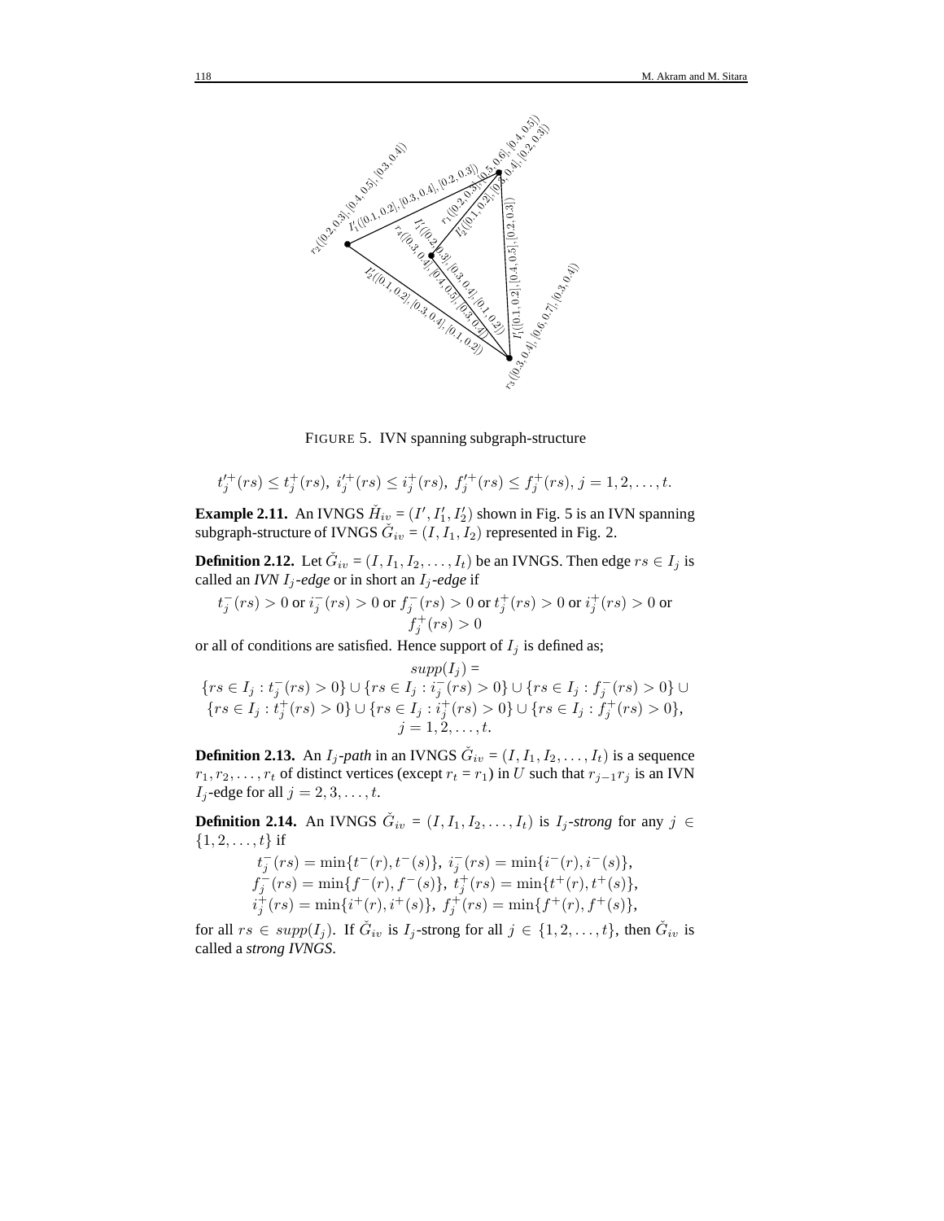FIGURE 5. IVN spanning subgraph-structure

$$t_j'^{+}(rs) \leq t_j^{+}(rs),\ i_j'^{+}(rs) \leq i_j^{+}(rs),\ f_j'^{+}(rs) \leq f_j^{+}(rs), j = 1, 2, \ldots, t.$$

**Example 2.11.** An IVNGS $\breve{H}_{iv} = (I', I_1', I_2')$ shown in Fig. 5 is an IVN spanning subgraph-structure of IVNGS $\breve{G}_{iv} = (I, I_1, I_2)$ represented in Fig. 2.

**Definition 2.12.** Let $\breve{G}_{iv} = (I, I_1, I_2, \ldots, I_t)$ be an IVNGS. Then edge $rs \in I_j$ is called an *IVN $I_j$-edge* or in short an *$I_j$-edge* if

$$t_j^{-}(rs) > 0 \text{ or } i_j^{-}(rs) > 0 \text{ or } f_j^{-}(rs) > 0 \text{ or } t_j^{+}(rs) > 0 \text{ or } i_j^{+}(rs) > 0 \text{ or } f_j^{+}(rs) > 0$$

or all of conditions are satisfied. Hence support of $I_j$ is defined as;

$$supp(I_j) =$$
$$\{rs \in I_j : t_j^{-}(rs) > 0\} \cup \{rs \in I_j : i_j^{-}(rs) > 0\} \cup \{rs \in I_j : f_j^{-}(rs) > 0\} \cup$$
$$\{rs \in I_j : t_j^{+}(rs) > 0\} \cup \{rs \in I_j : i_j^{+}(rs) > 0\} \cup \{rs \in I_j : f_j^{+}(rs) > 0\},$$
$$j = 1, 2, \ldots, t.$$

**Definition 2.13.** An *$I_j$-path* in an IVNGS $\breve{G}_{iv} = (I, I_1, I_2, \ldots, I_t)$ is a sequence $r_1, r_2, \ldots, r_t$ of distinct vertices (except $r_t = r_1$) in $U$ such that $r_{j-1}r_j$ is an IVN $I_j$-edge for all $j = 2, 3, \ldots, t$.

**Definition 2.14.** An IVNGS $\breve{G}_{iv} = (I, I_1, I_2, \ldots, I_t)$ is *$I_j$-strong* for any $j \in \{1, 2, \ldots, t\}$ if

$$t_j^{-}(rs) = \min\{t^{-}(r), t^{-}(s)\},\ i_j^{-}(rs) = \min\{i^{-}(r), i^{-}(s)\},$$
$$f_j^{-}(rs) = \min\{f^{-}(r), f^{-}(s)\},\ t_j^{+}(rs) = \min\{t^{+}(r), t^{+}(s)\},$$
$$i_j^{+}(rs) = \min\{i^{+}(r), i^{+}(s)\},\ f_j^{+}(rs) = \min\{f^{+}(r), f^{+}(s)\},$$

for all $rs \in supp(I_j)$. If $\breve{G}_{iv}$ is $I_j$-strong for all $j \in \{1, 2, \ldots, t\}$, then $\breve{G}_{iv}$ is called a *strong IVNGS*.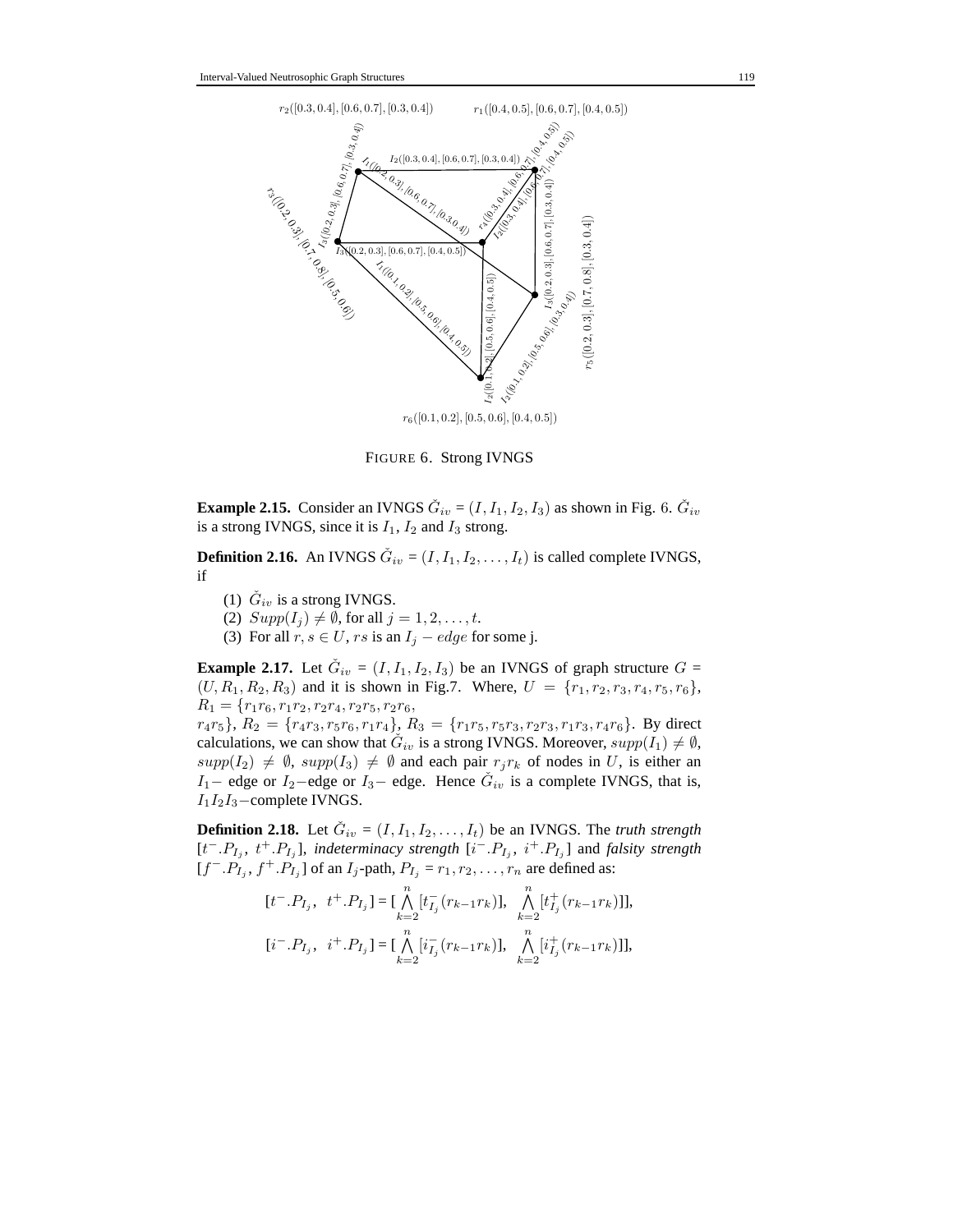FIGURE 6. Strong IVNGS

**Example 2.15.** Consider an IVNGS $\check{G}_{iv} = (I, I_1, I_2, I_3)$ as shown in Fig. 6. $\check{G}_{iv}$ is a strong IVNGS, since it is $I_1$, $I_2$ and $I_3$ strong.

**Definition 2.16.** An IVNGS $\check{G}_{iv} = (I, I_1, I_2, \ldots, I_t)$ is called complete IVNGS, if

1. $\check{G}_{iv}$ is a strong IVNGS.
2. $Supp(I_j) \neq \emptyset$, for all $j = 1, 2, \ldots, t$.
3. For all $r, s \in U$, $rs$ is an $I_j - edge$ for some j.

**Example 2.17.** Let $\check{G}_{iv} = (I, I_1, I_2, I_3)$ be an IVNGS of graph structure $G = (U, R_1, R_2, R_3)$ and it is shown in Fig.7. Where, $U = \{r_1, r_2, r_3, r_4, r_5, r_6\}$, $R_1 = \{r_1r_6, r_1r_2, r_2r_4, r_2r_5, r_2r_6, r_4r_5\}$, $R_2 = \{r_4r_3, r_5r_6, r_1r_4\}$, $R_3 = \{r_1r_5, r_5r_3, r_2r_3, r_1r_3, r_4r_6\}$. By direct calculations, we can show that $\check{G}_{iv}$ is a strong IVNGS. Moreover, $supp(I_1) \neq \emptyset$, $supp(I_2) \neq \emptyset$, $supp(I_3) \neq \emptyset$ and each pair $r_jr_k$ of nodes in $U$, is either an $I_1-$ edge or $I_2-$edge or $I_3-$ edge. Hence $\check{G}_{iv}$ is a complete IVNGS, that is, $I_1I_2I_3-$complete IVNGS.

**Definition 2.18.** Let $\check{G}_{iv} = (I, I_1, I_2, \ldots, I_t)$ be an IVNGS. The *truth strength* $[t^-.P_{I_j},\ t^+.P_{I_j}]$, *indeterminacy strength* $[i^-.P_{I_j},\ i^+.P_{I_j}]$ and *falsity strength* $[f^-.P_{I_j}, f^+.P_{I_j}]$ of an $I_j$-path, $P_{I_j} = r_1, r_2, \ldots, r_n$ are defined as:

$$[t^-.P_{I_j},\ t^+.P_{I_j}] = [\bigwedge_{k=2}^{n}[t^-_{I_j}(r_{k-1}r_k)],\ \ \bigwedge_{k=2}^{n}[t^+_{I_j}(r_{k-1}r_k)]],$$

$$[i^-.P_{I_j},\ i^+.P_{I_j}] = [\bigwedge_{k=2}^{n}[i^-_{I_j}(r_{k-1}r_k)],\ \ \bigwedge_{k=2}^{n}[i^+_{I_j}(r_{k-1}r_k)]],$$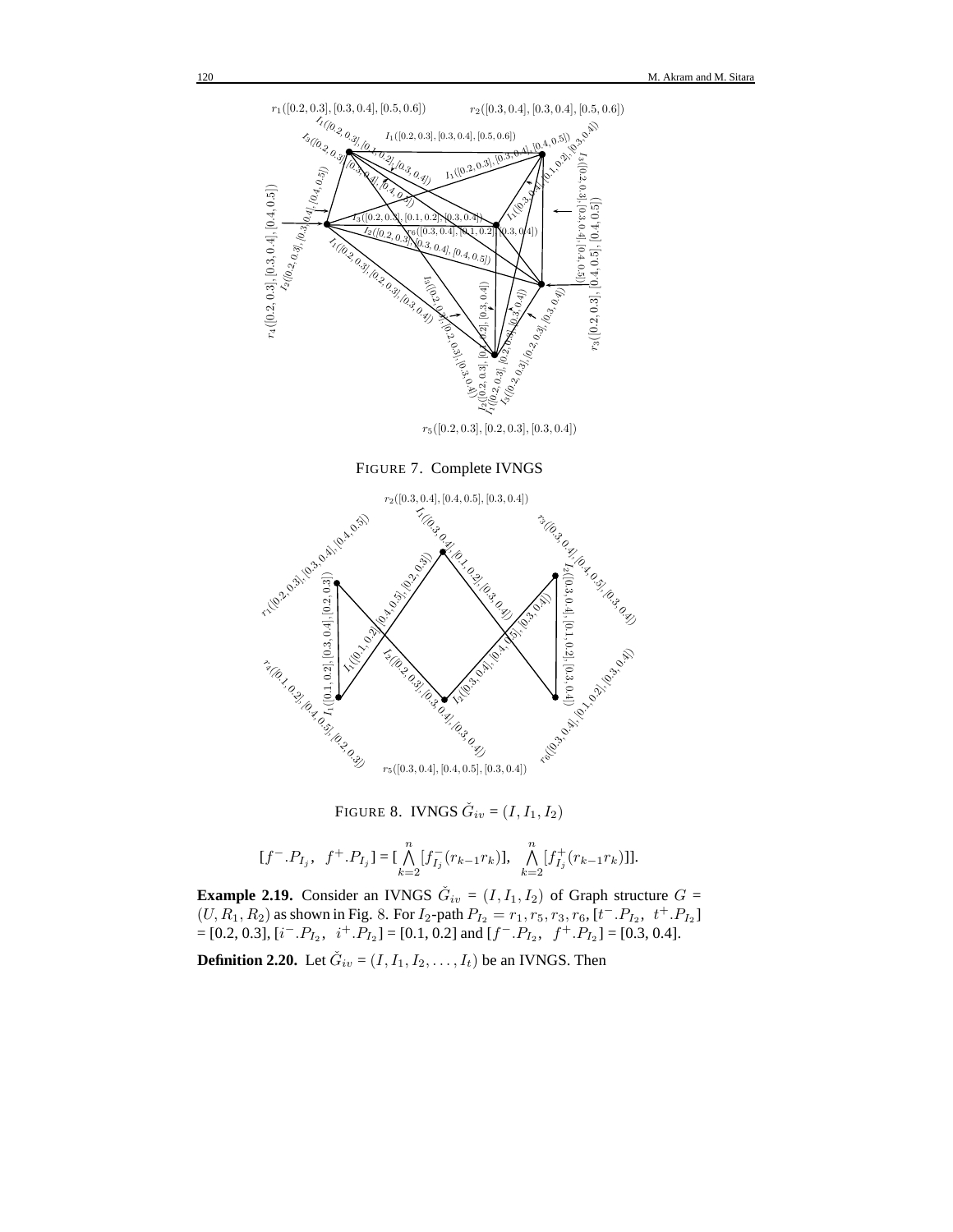FIGURE 7. Complete IVNGS

FIGURE 8. IVNGS $\check{G}_{iv} = (I, I_1, I_2)$

$$[f^{-}.P_{I_j},\ \ f^{+}.P_{I_j}] = [\bigwedge_{k=2}^{n}[f^{-}_{I_j}(r_{k-1}r_k)],\ \ \bigwedge_{k=2}^{n}[f^{+}_{I_j}(r_{k-1}r_k)]].$$

**Example 2.19.** Consider an IVNGS $\check{G}_{iv} = (I, I_1, I_2)$ of Graph structure $G = (U, R_1, R_2)$ as shown in Fig. 8. For $I_2$-path $P_{I_2} = r_1, r_5, r_3, r_6$, $[t^{-}.P_{I_2},\ t^{+}.P_{I_2}]$ = [0.2, 0.3], $[i^{-}.P_{I_2},\ i^{+}.P_{I_2}]$ = [0.1, 0.2] and $[f^{-}.P_{I_2},\ f^{+}.P_{I_2}]$ = [0.3, 0.4].

**Definition 2.20.** Let $\check{G}_{iv} = (I, I_1, I_2, \ldots, I_t)$ be an IVNGS. Then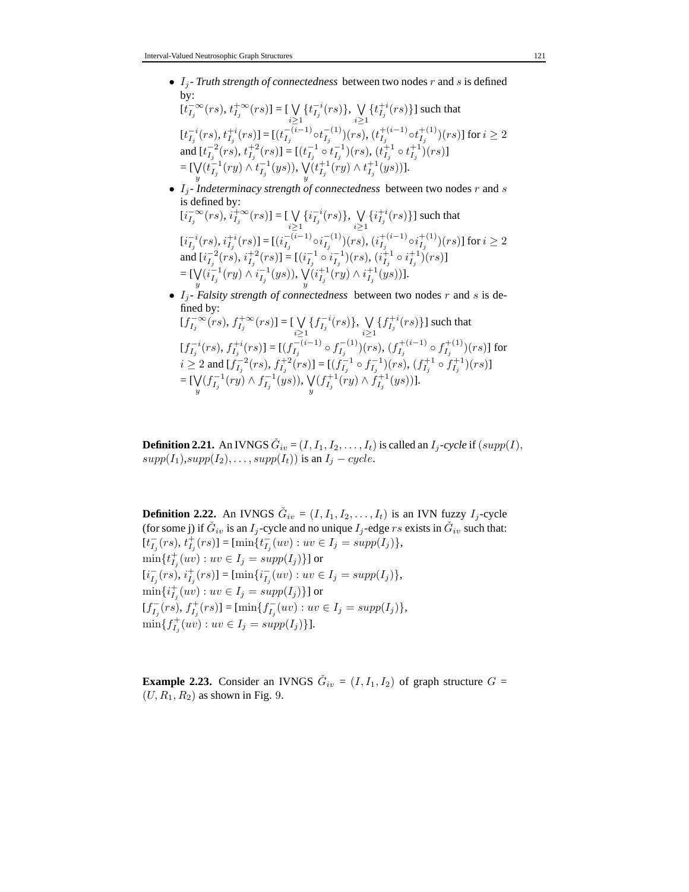- $I_j$- *Truth strength of connectedness* between two nodes $r$ and $s$ is defined by:
  $[t_{I_j}^{-\infty}(rs), t_{I_j}^{+\infty}(rs)] = [\bigvee_{i\geq 1}\{t_{I_j}^{-i}(rs)\}, \bigvee_{i\geq 1}\{t_{I_j}^{+i}(rs)\}]$ such that
  $[t_{I_j}^{-i}(rs), t_{I_j}^{+i}(rs)] = [(t_{I_j}^{-(i-1)} \circ t_{I_j}^{-(1)})(rs), (t_{I_j}^{+(i-1)} \circ t_{I_j}^{+(1)})(rs)]$ for $i \geq 2$ and $[t_{I_j}^{-2}(rs), t_{I_j}^{+2}(rs)] = [(t_{I_j}^{-1} \circ t_{I_j}^{-1})(rs), (t_{I_j}^{+1} \circ t_{I_j}^{+1})(rs)]$
  $= [\bigvee_y (t_{I_j}^{-1}(ry) \wedge t_{I_j}^{-1}(ys)), \bigvee_y (t_{I_j}^{+1}(ry) \wedge t_{I_j}^{+1}(ys))]$.
- $I_j$- *Indeterminacy strength of connectedness* between two nodes $r$ and $s$ is defined by:
  $[i_{I_j}^{-\infty}(rs), i_{I_j}^{+\infty}(rs)] = [\bigvee_{i\geq 1}\{i_{I_j}^{-i}(rs)\}, \bigvee_{i\geq 1}\{i_{I_j}^{+i}(rs)\}]$ such that
  $[i_{I_j}^{-i}(rs), i_{I_j}^{+i}(rs)] = [(i_{I_j}^{-(i-1)} \circ i_{I_j}^{-(1)})(rs), (i_{I_j}^{+(i-1)} \circ i_{I_j}^{+(1)})(rs)]$ for $i \geq 2$ and $[i_{I_j}^{-2}(rs), i_{I_j}^{+2}(rs)] = [(i_{I_j}^{-1} \circ i_{I_j}^{-1})(rs), (i_{I_j}^{+1} \circ i_{I_j}^{+1})(rs)]$
  $= [\bigvee_y (i_{I_j}^{-1}(ry) \wedge i_{I_j}^{-1}(ys)), \bigvee_y (i_{I_j}^{+1}(ry) \wedge i_{I_j}^{+1}(ys))]$.
- $I_j$- *Falsity strength of connectedness* between two nodes $r$ and $s$ is defined by:
  $[f_{I_j}^{-\infty}(rs), f_{I_j}^{+\infty}(rs)] = [\bigvee_{i\geq 1}\{f_{I_j}^{-i}(rs)\}, \bigvee_{i\geq 1}\{f_{I_j}^{+i}(rs)\}]$ such that
  $[f_{I_j}^{-i}(rs), f_{I_j}^{+i}(rs)] = [(f_{I_j}^{-(i-1)} \circ f_{I_j}^{-(1)})(rs), (f_{I_j}^{+(i-1)} \circ f_{I_j}^{+(1)})(rs)]$ for $i \geq 2$ and $[f_{I_j}^{-2}(rs), f_{I_j}^{+2}(rs)] = [(f_{I_j}^{-1} \circ f_{I_j}^{-1})(rs), (f_{I_j}^{+1} \circ f_{I_j}^{+1})(rs)]$
  $= [\bigvee_y (f_{I_j}^{-1}(ry) \wedge f_{I_j}^{-1}(ys)), \bigvee_y (f_{I_j}^{+1}(ry) \wedge f_{I_j}^{+1}(ys))]$.

**Definition 2.21.** An IVNGS $\check{G}_{iv} = (I, I_1, I_2, \ldots, I_t)$ is called an $I_j$*-cycle* if $(supp(I)$, $supp(I_1)$,$supp(I_2), \ldots, supp(I_t))$ is an $I_j - cycle$.

**Definition 2.22.** An IVNGS $\check{G}_{iv} = (I, I_1, I_2, \ldots, I_t)$ is an IVN fuzzy $I_j$-cycle (for some j) if $\check{G}_{iv}$ is an $I_j$-cycle and no unique $I_j$-edge $rs$ exists in $\check{G}_{iv}$ such that:
$[t_{I_j}^{-}(rs), t_{I_j}^{+}(rs)] = [\min\{t_{I_j}^{-}(uv) : uv \in I_j = supp(I_j)\}$,
$\min\{t_{I_j}^{+}(uv) : uv \in I_j = supp(I_j)\}]$ or
$[i_{I_j}^{-}(rs), i_{I_j}^{+}(rs)] = [\min\{i_{I_j}^{-}(uv) : uv \in I_j = supp(I_j)\}$,
$\min\{i_{I_j}^{+}(uv) : uv \in I_j = supp(I_j)\}]$ or
$[f_{I_j}^{-}(rs), f_{I_j}^{+}(rs)] = [\min\{f_{I_j}^{-}(uv) : uv \in I_j = supp(I_j)\}$,
$\min\{f_{I_j}^{+}(uv) : uv \in I_j = supp(I_j)\}]$.

**Example 2.23.** Consider an IVNGS $\check{G}_{iv} = (I, I_1, I_2)$ of graph structure $G = (U, R_1, R_2)$ as shown in Fig. 9.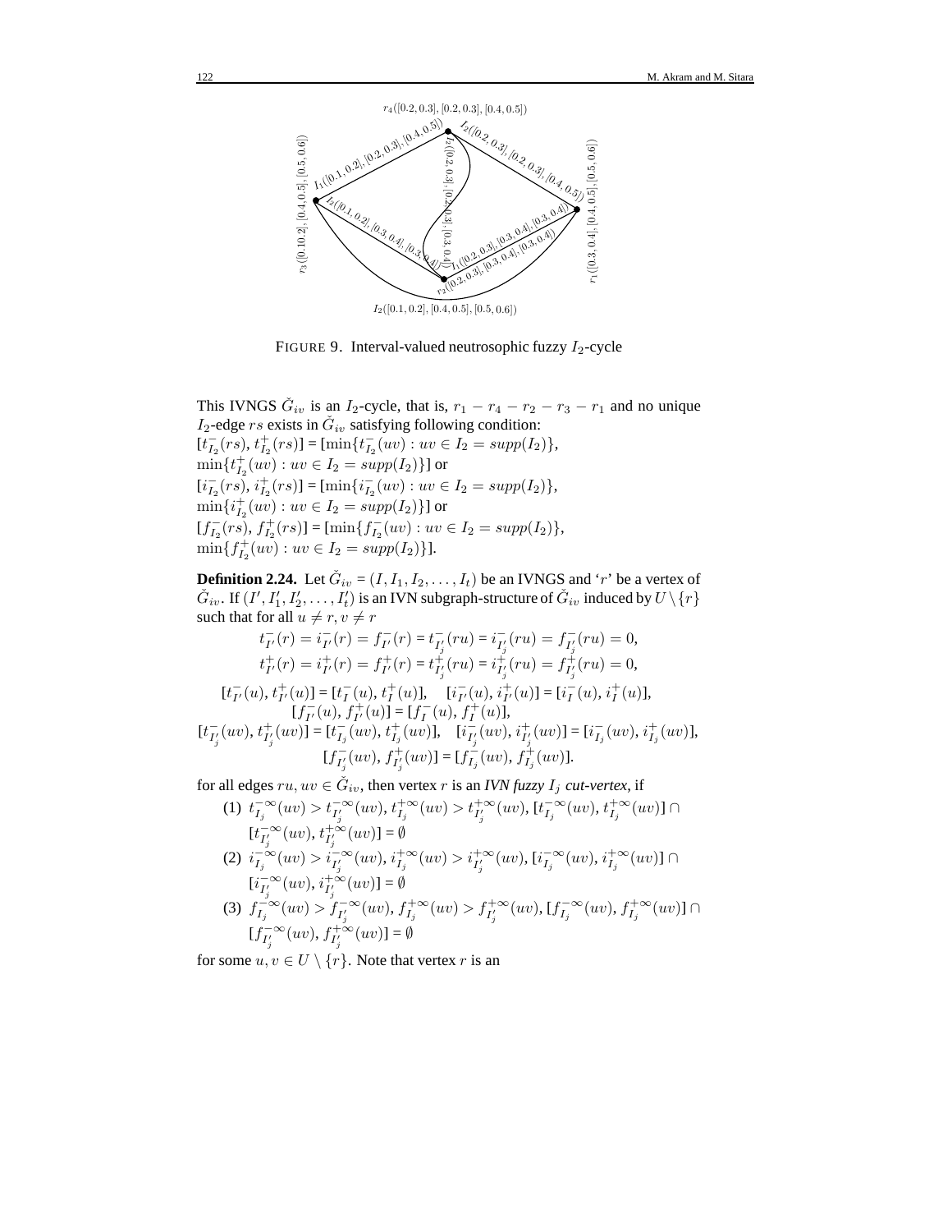FIGURE 9. Interval-valued neutrosophic fuzzy $I_2$-cycle

This IVNGS $\check{G}_{iv}$ is an $I_2$-cycle, that is, $r_1 - r_4 - r_2 - r_3 - r_1$ and no unique $I_2$-edge $rs$ exists in $\check{G}_{iv}$ satisfying following condition:
$[t^-_{I_2}(rs), t^+_{I_2}(rs)] = [\min\{t^-_{I_2}(uv) : uv \in I_2 = supp(I_2)\},$
$\min\{t^+_{I_2}(uv) : uv \in I_2 = supp(I_2)\}]$ or
$[i^-_{I_2}(rs), i^+_{I_2}(rs)] = [\min\{i^-_{I_2}(uv) : uv \in I_2 = supp(I_2)\},$
$\min\{i^+_{I_2}(uv) : uv \in I_2 = supp(I_2)\}]$ or
$[f^-_{I_2}(rs), f^+_{I_2}(rs)] = [\min\{f^-_{I_2}(uv) : uv \in I_2 = supp(I_2)\},$
$\min\{f^+_{I_2}(uv) : uv \in I_2 = supp(I_2)\}]$.

**Definition 2.24.** Let $\check{G}_{iv} = (I, I_1, I_2, \ldots, I_t)$ be an IVNGS and '$r$' be a vertex of $\check{G}_{iv}$. If $(I', I'_1, I'_2, \ldots, I'_t)$ is an IVN subgraph-structure of $\check{G}_{iv}$ induced by $U \setminus \{r\}$ such that for all $u \neq r, v \neq r$

$$t^-_{I'}(r) = i^-_{I'}(r) = f^-_{I'}(r) = t^-_{I'_j}(ru) = i^-_{I'_j}(ru) = f^-_{I'_j}(ru) = 0,$$
$$t^+_{I'}(r) = i^+_{I'}(r) = f^+_{I'}(r) = t^+_{I'_j}(ru) = i^+_{I'_j}(ru) = f^+_{I'_j}(ru) = 0,$$
$$[t^-_{I'}(u), t^+_{I'}(u)] = [t^-_I(u), t^+_I(u)], \quad [i^-_{I'}(u), i^+_{I'}(u)] = [i^-_I(u), i^+_I(u)],$$
$$[f^-_{I'}(u), f^+_{I'}(u)] = [f^-_I(u), f^+_I(u)],$$
$$[t^-_{I'_j}(uv), t^+_{I'_j}(uv)] = [t^-_{I_j}(uv), t^+_{I_j}(uv)], \quad [i^-_{I'_j}(uv), i^+_{I'_j}(uv)] = [i^-_{I_j}(uv), i^+_{I_j}(uv)],$$
$$[f^-_{I'_j}(uv), f^+_{I'_j}(uv)] = [f^-_{I_j}(uv), f^+_{I_j}(uv)].$$

for all edges $ru, uv \in \check{G}_{iv}$, then vertex $r$ is an *IVN fuzzy $I_j$ cut-vertex*, if

(1) $t^{-\infty}_{I_j}(uv) > t^{-\infty}_{I'_j}(uv), t^{+\infty}_{I_j}(uv) > t^{+\infty}_{I'_j}(uv), [t^{-\infty}_{I_j}(uv), t^{+\infty}_{I_j}(uv)] \cap [t^{-\infty}_{I'_j}(uv), t^{+\infty}_{I'_j}(uv)] = \emptyset$
(2) $i^{-\infty}_{I_j}(uv) > i^{-\infty}_{I'_j}(uv), i^{+\infty}_{I_j}(uv) > i^{+\infty}_{I'_j}(uv), [i^{-\infty}_{I_j}(uv), i^{+\infty}_{I_j}(uv)] \cap [i^{-\infty}_{I'_j}(uv), i^{+\infty}_{I'_j}(uv)] = \emptyset$
(3) $f^{-\infty}_{I_j}(uv) > f^{-\infty}_{I'_j}(uv), f^{+\infty}_{I_j}(uv) > f^{+\infty}_{I'_j}(uv), [f^{-\infty}_{I_j}(uv), f^{+\infty}_{I_j}(uv)] \cap [f^{-\infty}_{I'_j}(uv), f^{+\infty}_{I'_j}(uv)] = \emptyset$

for some $u, v \in U \setminus \{r\}$. Note that vertex $r$ is an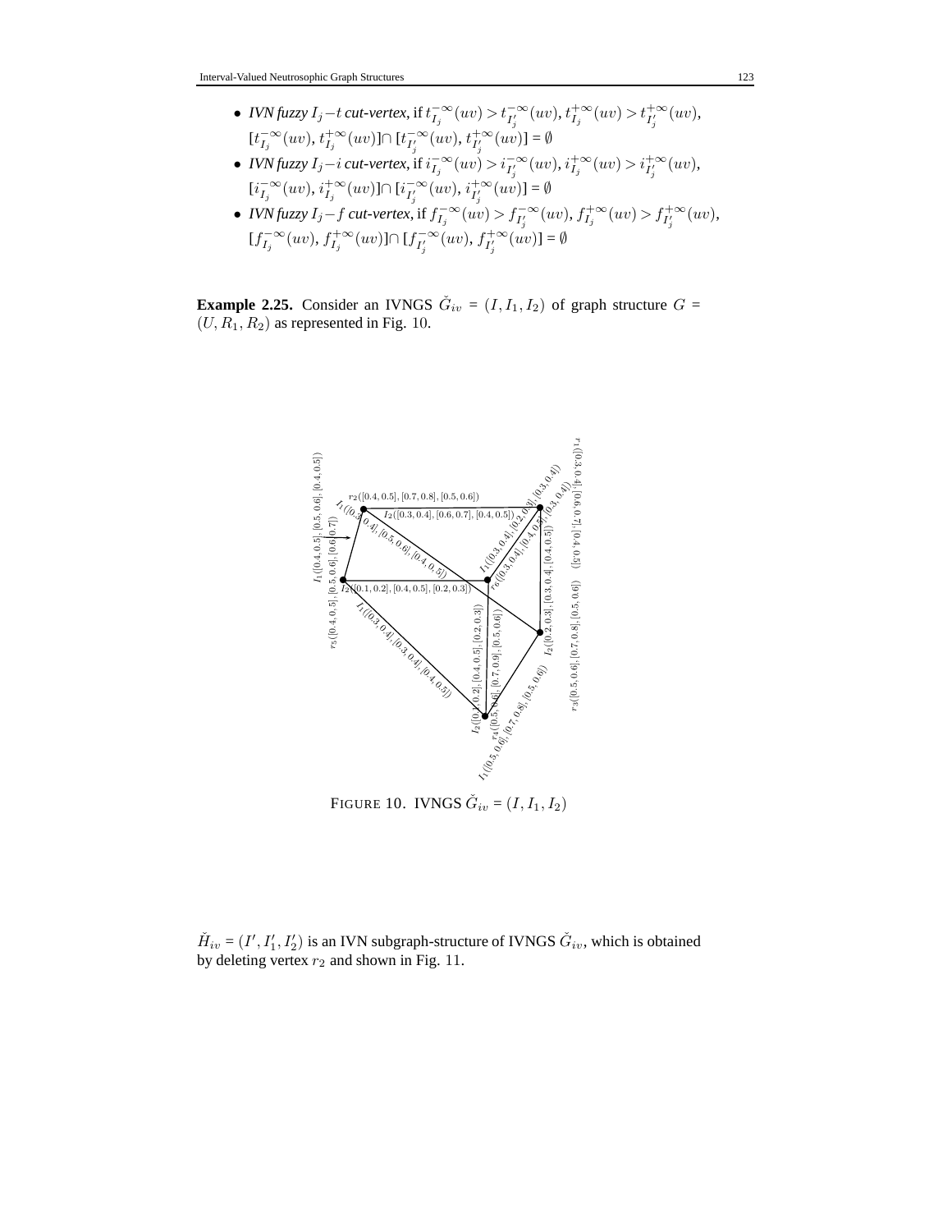- *IVN fuzzy $I_j-t$ cut-vertex*, if $t_{I_j}^{-\infty}(uv) > t_{I_j'}^{-\infty}(uv)$, $t_{I_j}^{+\infty}(uv) > t_{I_j'}^{+\infty}(uv)$, $[t_{I_j}^{-\infty}(uv), t_{I_j}^{+\infty}(uv)] \cap [t_{I_j'}^{-\infty}(uv), t_{I_j'}^{+\infty}(uv)] = \emptyset$
- *IVN fuzzy $I_j-i$ cut-vertex*, if $i_{I_j}^{-\infty}(uv) > i_{I_j'}^{-\infty}(uv)$, $i_{I_j}^{+\infty}(uv) > i_{I_j'}^{+\infty}(uv)$, $[i_{I_j}^{-\infty}(uv), i_{I_j}^{+\infty}(uv)] \cap [i_{I_j'}^{-\infty}(uv), i_{I_j'}^{+\infty}(uv)] = \emptyset$
- *IVN fuzzy $I_j-f$ cut-vertex*, if $f_{I_j}^{-\infty}(uv) > f_{I_j'}^{-\infty}(uv)$, $f_{I_j}^{+\infty}(uv) > f_{I_j'}^{+\infty}(uv)$, $[f_{I_j}^{-\infty}(uv), f_{I_j}^{+\infty}(uv)] \cap [f_{I_j'}^{-\infty}(uv), f_{I_j'}^{+\infty}(uv)] = \emptyset$

**Example 2.25.** Consider an IVNGS $\check{G}_{iv} = (I, I_1, I_2)$ of graph structure $G = (U, R_1, R_2)$ as represented in Fig. 10.

FIGURE 10. IVNGS $\check{G}_{iv} = (I, I_1, I_2)$

$\check{H}_{iv} = (I', I_1', I_2')$ is an IVN subgraph-structure of IVNGS $\check{G}_{iv}$, which is obtained by deleting vertex $r_2$ and shown in Fig. 11.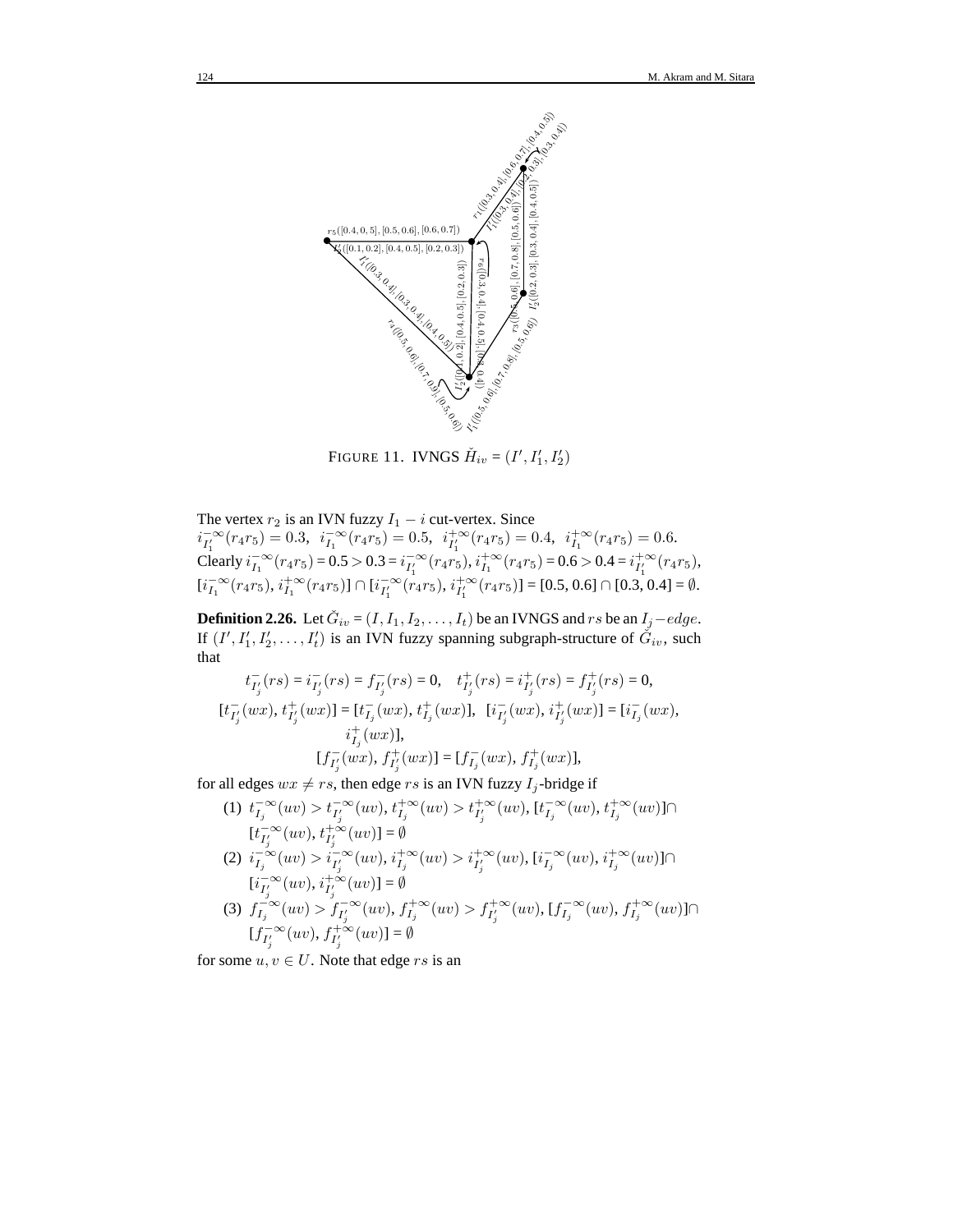FIGURE 11. IVNGS $\check{H}_{iv} = (I', I'_1, I'_2)$

The vertex $r_2$ is an IVN fuzzy $I_1 - i$ cut-vertex. Since
$i^{-\infty}_{I'_1}(r_4r_5) = 0.3$, $i^{-\infty}_{I_1}(r_4r_5) = 0.5$, $i^{+\infty}_{I'_1}(r_4r_5) = 0.4$, $i^{+\infty}_{I_1}(r_4r_5) = 0.6$.
Clearly $i^{-\infty}_{I_1}(r_4r_5) = 0.5 > 0.3 = i^{-\infty}_{I'_1}(r_4r_5)$, $i^{+\infty}_{I_1}(r_4r_5) = 0.6 > 0.4 = i^{+\infty}_{I'_1}(r_4r_5)$,
$[i^{-\infty}_{I_1}(r_4r_5), i^{+\infty}_{I_1}(r_4r_5)] \cap [i^{-\infty}_{I'_1}(r_4r_5), i^{+\infty}_{I'_1}(r_4r_5)] = [0.5, 0.6] \cap [0.3, 0.4] = \emptyset$.

**Definition 2.26.** Let $\check{G}_{iv} = (I, I_1, I_2, \ldots, I_t)$ be an IVNGS and $rs$ be an $I_j-edge$. If $(I', I'_1, I'_2, \ldots, I'_t)$ is an IVN fuzzy spanning subgraph-structure of $\check{G}_{iv}$, such that

$$t^-_{I'_j}(rs) = i^-_{I'_j}(rs) = f^-_{I'_j}(rs) = 0, \quad t^+_{I'_j}(rs) = i^+_{I'_j}(rs) = f^+_{I'_j}(rs) = 0,$$
$$[t^-_{I'_j}(wx), t^+_{I'_j}(wx)] = [t^-_{I_j}(wx), t^+_{I_j}(wx)], \ \ [i^-_{I'_j}(wx), i^+_{I'_j}(wx)] = [i^-_{I_j}(wx), i^+_{I_j}(wx)],$$
$$[f^-_{I'_j}(wx), f^+_{I'_j}(wx)] = [f^-_{I_j}(wx), f^+_{I_j}(wx)],$$

for all edges $wx \neq rs$, then edge $rs$ is an IVN fuzzy $I_j$-bridge if

(1) $t^{-\infty}_{I_j}(uv) > t^{-\infty}_{I'_j}(uv)$, $t^{+\infty}_{I_j}(uv) > t^{+\infty}_{I'_j}(uv)$, $[t^{-\infty}_{I_j}(uv), t^{+\infty}_{I_j}(uv)] \cap [t^{-\infty}_{I'_j}(uv), t^{+\infty}_{I'_j}(uv)] = \emptyset$

(2) $i^{-\infty}_{I_j}(uv) > i^{-\infty}_{I'_j}(uv)$, $i^{+\infty}_{I_j}(uv) > i^{+\infty}_{I'_j}(uv)$, $[i^{-\infty}_{I_j}(uv), i^{+\infty}_{I_j}(uv)] \cap [i^{-\infty}_{I'_j}(uv), i^{+\infty}_{I'_j}(uv)] = \emptyset$

(3) $f^{-\infty}_{I_j}(uv) > f^{-\infty}_{I'_j}(uv)$, $f^{+\infty}_{I_j}(uv) > f^{+\infty}_{I'_j}(uv)$, $[f^{-\infty}_{I_j}(uv), f^{+\infty}_{I_j}(uv)] \cap [f^{-\infty}_{I'_j}(uv), f^{+\infty}_{I'_j}(uv)] = \emptyset$

for some $u, v \in U$. Note that edge $rs$ is an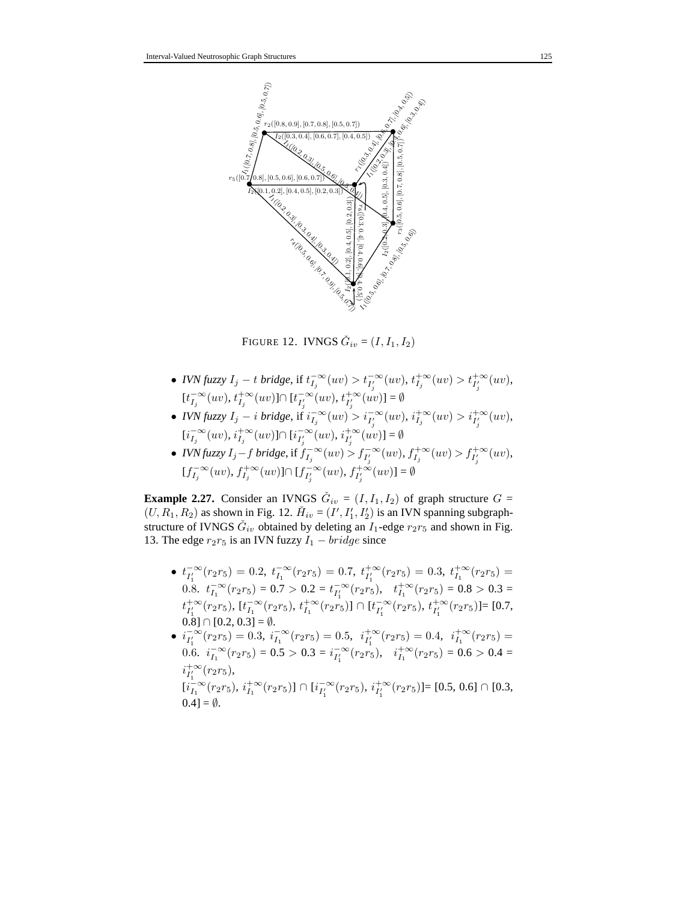FIGURE 12. IVNGS $\check{G}_{iv} = (I, I_1, I_2)$

- *IVN fuzzy $I_j - t$ bridge*, if $t^{-\infty}_{I_j}(uv) > t^{-\infty}_{I'_j}(uv)$, $t^{+\infty}_{I_j}(uv) > t^{+\infty}_{I'_j}(uv)$, $[t^{-\infty}_{I_j}(uv), t^{+\infty}_{I_j}(uv)] \cap [t^{-\infty}_{I'_j}(uv), t^{+\infty}_{I'_j}(uv)] = \emptyset$
- *IVN fuzzy $I_j - i$ bridge*, if $i^{-\infty}_{I_j}(uv) > i^{-\infty}_{I'_j}(uv)$, $i^{+\infty}_{I_j}(uv) > i^{+\infty}_{I'_j}(uv)$, $[i^{-\infty}_{I_j}(uv), i^{+\infty}_{I_j}(uv)] \cap [i^{-\infty}_{I'_j}(uv), i^{+\infty}_{I'_j}(uv)] = \emptyset$
- *IVN fuzzy $I_j - f$ bridge*, if $f^{-\infty}_{I_j}(uv) > f^{-\infty}_{I'_j}(uv)$, $f^{+\infty}_{I_j}(uv) > f^{+\infty}_{I'_j}(uv)$, $[f^{-\infty}_{I_j}(uv), f^{+\infty}_{I_j}(uv)] \cap [f^{-\infty}_{I'_j}(uv), f^{+\infty}_{I'_j}(uv)] = \emptyset$

**Example 2.27.** Consider an IVNGS $\check{G}_{iv} = (I, I_1, I_2)$ of graph structure $G = (U, R_1, R_2)$ as shown in Fig. 12. $\check{H}_{iv} = (I', I'_1, I'_2)$ is an IVN spanning subgraph-structure of IVNGS $\check{G}_{iv}$ obtained by deleting an $I_1$-edge $r_2r_5$ and shown in Fig. 13. The edge $r_2r_5$ is an IVN fuzzy $I_1 - bridge$ since

- $t^{-\infty}_{I'_1}(r_2r_5) = 0.2$, $t^{-\infty}_{I_1}(r_2r_5) = 0.7$, $t^{+\infty}_{I'_1}(r_2r_5) = 0.3$, $t^{+\infty}_{I_1}(r_2r_5) = 0.8$. $t^{-\infty}_{I_1}(r_2r_5) = 0.7 > 0.2 = t^{-\infty}_{I'_1}(r_2r_5)$, $t^{+\infty}_{I_1}(r_2r_5) = 0.8 > 0.3 = t^{+\infty}_{I'_1}(r_2r_5)$, $[t^{-\infty}_{I_1}(r_2r_5), t^{+\infty}_{I_1}(r_2r_5)] \cap [t^{-\infty}_{I'_1}(r_2r_5), t^{+\infty}_{I'_1}(r_2r_5)]$= [0.7, 0.8] $\cap$ [0.2, 0.3] = $\emptyset$.
- $i^{-\infty}_{I'_1}(r_2r_5) = 0.3$, $i^{-\infty}_{I_1}(r_2r_5) = 0.5$, $i^{+\infty}_{I'_1}(r_2r_5) = 0.4$, $i^{+\infty}_{I_1}(r_2r_5) = 0.6$. $i^{-\infty}_{I_1}(r_2r_5) = 0.5 > 0.3 = i^{-\infty}_{I'_1}(r_2r_5)$, $i^{+\infty}_{I_1}(r_2r_5) = 0.6 > 0.4 = i^{+\infty}_{I'_1}(r_2r_5)$,
  $[i^{-\infty}_{I_1}(r_2r_5), i^{+\infty}_{I_1}(r_2r_5)] \cap [i^{-\infty}_{I'_1}(r_2r_5), i^{+\infty}_{I'_1}(r_2r_5)]$= [0.5, 0.6] $\cap$ [0.3, 0.4] = $\emptyset$.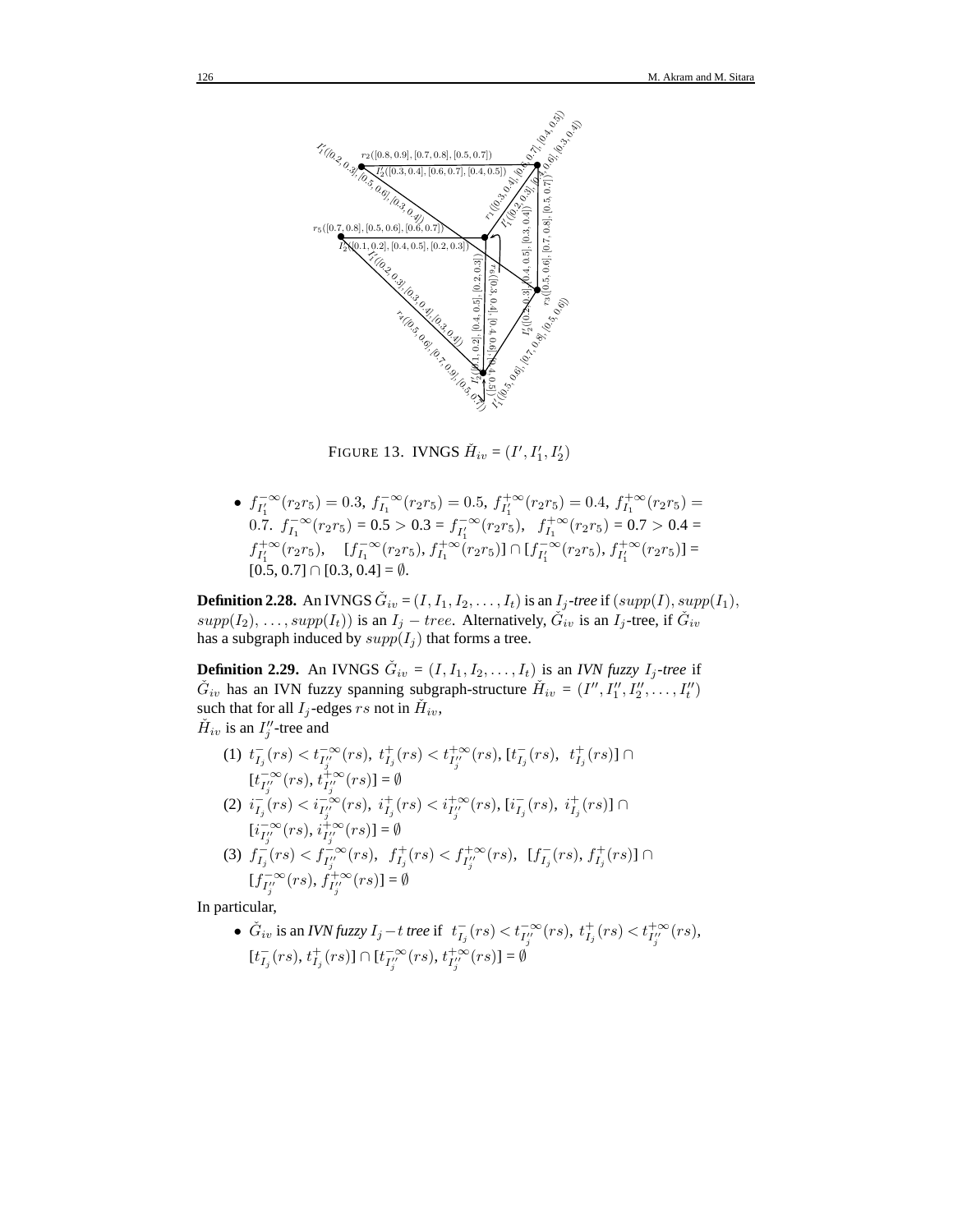FIGURE 13. IVNGS $\check{H}_{iv} = (I', I'_1, I'_2)$

- $f^{-\infty}_{I'_1}(r_2r_5) = 0.3$, $f^{-\infty}_{I_1}(r_2r_5) = 0.5$, $f^{+\infty}_{I'_1}(r_2r_5) = 0.4$, $f^{+\infty}_{I_1}(r_2r_5) = 0.7$. $f^{-\infty}_{I_1}(r_2r_5) = 0.5 > 0.3 = f^{-\infty}_{I'_1}(r_2r_5)$, $f^{+\infty}_{I_1}(r_2r_5) = 0.7 > 0.4 = f^{+\infty}_{I'_1}(r_2r_5)$, $[f^{-\infty}_{I_1}(r_2r_5), f^{+\infty}_{I_1}(r_2r_5)] \cap [f^{-\infty}_{I'_1}(r_2r_5), f^{+\infty}_{I'_1}(r_2r_5)] = [0.5, 0.7] \cap [0.3, 0.4] = \emptyset$.

**Definition 2.28.** An IVNGS $\check{G}_{iv} = (I, I_1, I_2, \ldots, I_t)$ is an *$I_j$-tree* if $(supp(I), supp(I_1), supp(I_2), \ldots, supp(I_t))$ is an $I_j - tree$. Alternatively, $\check{G}_{iv}$ is an $I_j$-tree, if $\check{G}_{iv}$ has a subgraph induced by $supp(I_j)$ that forms a tree.

**Definition 2.29.** An IVNGS $\check{G}_{iv} = (I, I_1, I_2, \ldots, I_t)$ is an *IVN fuzzy $I_j$-tree* if $\check{G}_{iv}$ has an IVN fuzzy spanning subgraph-structure $\check{H}_{iv} = (I'', I''_1, I''_2, \ldots, I''_t)$ such that for all $I_j$-edges $rs$ not in $\check{H}_{iv}$,
$\check{H}_{iv}$ is an $I''_j$-tree and

(1) $t^-_{I_j}(rs) < t^{-\infty}_{I''_j}(rs)$, $t^+_{I_j}(rs) < t^{+\infty}_{I''_j}(rs)$, $[t^-_{I_j}(rs), t^+_{I_j}(rs)] \cap [t^{-\infty}_{I''_j}(rs), t^{+\infty}_{I''_j}(rs)] = \emptyset$

(2) $i^-_{I_j}(rs) < i^{-\infty}_{I''_j}(rs)$, $i^+_{I_j}(rs) < i^{+\infty}_{I''_j}(rs)$, $[i^-_{I_j}(rs), i^+_{I_j}(rs)] \cap [i^{-\infty}_{I''_j}(rs), i^{+\infty}_{I''_j}(rs)] = \emptyset$

(3) $f^-_{I_j}(rs) < f^{-\infty}_{I''_j}(rs)$, $f^+_{I_j}(rs) < f^{+\infty}_{I''_j}(rs)$, $[f^-_{I_j}(rs), f^+_{I_j}(rs)] \cap [f^{-\infty}_{I''_j}(rs), f^{+\infty}_{I''_j}(rs)] = \emptyset$

In particular,

- $\check{G}_{iv}$ is an *IVN fuzzy $I_j - t$ tree* if $t^-_{I_j}(rs) < t^{-\infty}_{I''_j}(rs)$, $t^+_{I_j}(rs) < t^{+\infty}_{I''_j}(rs)$, $[t^-_{I_j}(rs), t^+_{I_j}(rs)] \cap [t^{-\infty}_{I''_j}(rs), t^{+\infty}_{I''_j}(rs)] = \emptyset$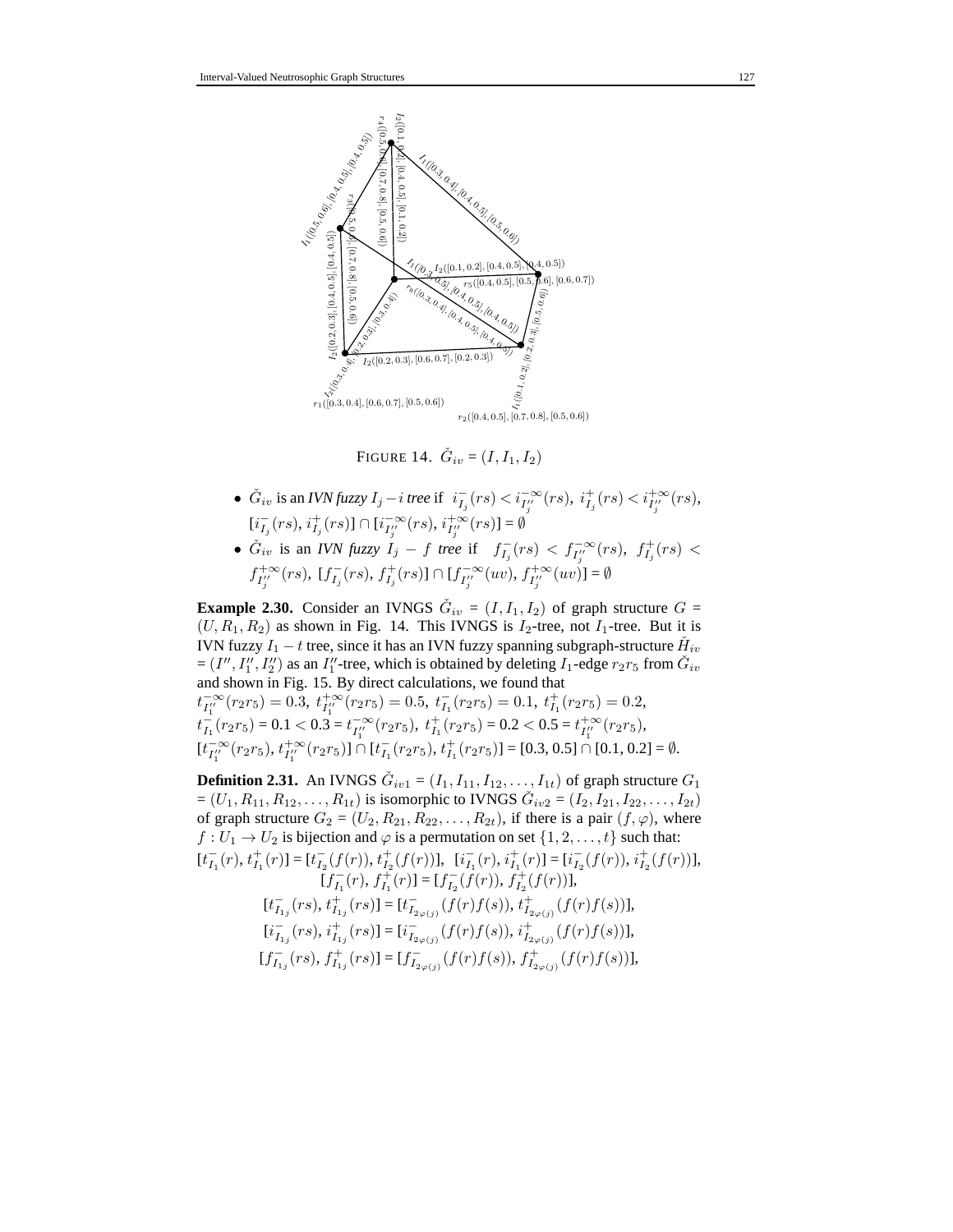FIGURE 14. $\check{G}_{iv} = (I, I_1, I_2)$

- $\check{G}_{iv}$ is an *IVN fuzzy* $I_j - i$ *tree* if $i^-_{I_j}(rs) < i^{-\infty}_{I''_j}(rs)$, $i^+_{I_j}(rs) < i^{+\infty}_{I''_j}(rs)$, $[i^-_{I_j}(rs), i^+_{I_j}(rs)] \cap [i^{-\infty}_{I''_j}(rs), i^{+\infty}_{I''_j}(rs)] = \emptyset$
- $\check{G}_{iv}$ is an *IVN fuzzy* $I_j - f$ *tree* if $f^-_{I_j}(rs) < f^{-\infty}_{I''_j}(rs)$, $f^+_{I_j}(rs) < f^{+\infty}_{I''_j}(rs)$, $[f^-_{I_j}(rs), f^+_{I_j}(rs)] \cap [f^{-\infty}_{I''_j}(uv), f^{+\infty}_{I''_j}(uv)] = \emptyset$

**Example 2.30.** Consider an IVNGS $\check{G}_{iv} = (I, I_1, I_2)$ of graph structure $G = (U, R_1, R_2)$ as shown in Fig. 14. This IVNGS is $I_2$-tree, not $I_1$-tree. But it is IVN fuzzy $I_1 - t$ tree, since it has an IVN fuzzy spanning subgraph-structure $\check{H}_{iv} = (I'', I''_1, I''_2)$ as an $I''_1$-tree, which is obtained by deleting $I_1$-edge $r_2r_5$ from $\check{G}_{iv}$ and shown in Fig. 15. By direct calculations, we found that
$t^{-\infty}_{I''_1}(r_2r_5) = 0.3$, $t^{+\infty}_{I''_1}(r_2r_5) = 0.5$, $t^-_{I_1}(r_2r_5) = 0.1$, $t^+_{I_1}(r_2r_5) = 0.2$,
$t^-_{I_1}(r_2r_5) = 0.1 < 0.3 = t^{-\infty}_{I''_1}(r_2r_5)$, $t^+_{I_1}(r_2r_5) = 0.2 < 0.5 = t^{+\infty}_{I''_1}(r_2r_5)$,
$[t^{-\infty}_{I''_1}(r_2r_5), t^{+\infty}_{I''_1}(r_2r_5)] \cap [t^-_{I_1}(r_2r_5), t^+_{I_1}(r_2r_5)] = [0.3, 0.5] \cap [0.1, 0.2] = \emptyset$.

**Definition 2.31.** An IVNGS $\check{G}_{iv1} = (I_1, I_{11}, I_{12}, \ldots, I_{1t})$ of graph structure $G_1 = (U_1, R_{11}, R_{12}, \ldots, R_{1t})$ is isomorphic to IVNGS $\check{G}_{iv2} = (I_2, I_{21}, I_{22}, \ldots, I_{2t})$ of graph structure $G_2 = (U_2, R_{21}, R_{22}, \ldots, R_{2t})$, if there is a pair $(f, \varphi)$, where $f : U_1 \to U_2$ is bijection and $\varphi$ is a permutation on set $\{1, 2, \ldots, t\}$ such that:

$$[t^-_{I_1}(r), t^+_{I_1}(r)] = [t^-_{I_2}(f(r)), t^+_{I_2}(f(r))], \ [i^-_{I_1}(r), i^+_{I_1}(r)] = [i^-_{I_2}(f(r)), i^+_{I_2}(f(r))],$$
$$[f^-_{I_1}(r), f^+_{I_1}(r)] = [f^-_{I_2}(f(r)), f^+_{I_2}(f(r))],$$
$$[t^-_{I_{1j}}(rs), t^+_{I_{1j}}(rs)] = [t^-_{I_{2\varphi(j)}}(f(r)f(s)), t^+_{I_{2\varphi(j)}}(f(r)f(s))],$$
$$[i^-_{I_{1j}}(rs), i^+_{I_{1j}}(rs)] = [i^-_{I_{2\varphi(j)}}(f(r)f(s)), i^+_{I_{2\varphi(j)}}(f(r)f(s))],$$
$$[f^-_{I_{1j}}(rs), f^+_{I_{1j}}(rs)] = [f^-_{I_{2\varphi(j)}}(f(r)f(s)), f^+_{I_{2\varphi(j)}}(f(r)f(s))],$$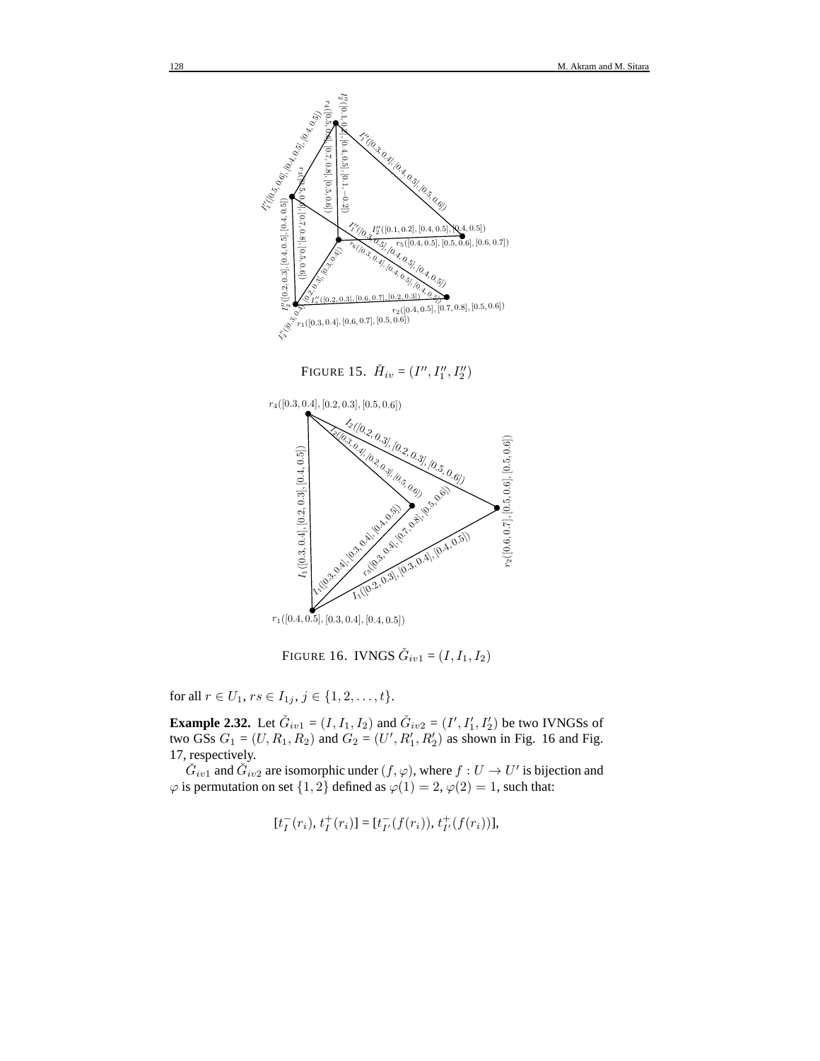FIGURE 15. $\check{H}_{iv} = (I'', I_1'', I_2'')$

FIGURE 16. IVNGS $\check{G}_{iv1} = (I, I_1, I_2)$

for all $r \in U_1$, $rs \in I_{1j}$, $j \in \{1, 2, \ldots, t\}$.

**Example 2.32.** Let $\check{G}_{iv1} = (I, I_1, I_2)$ and $\check{G}_{iv2} = (I', I_1', I_2')$ be two IVNGSs of two GSs $G_1 = (U, R_1, R_2)$ and $G_2 = (U', R_1', R_2')$ as shown in Fig. 16 and Fig. 17, respectively.

$\check{G}_{iv1}$ and $\check{G}_{iv2}$ are isomorphic under $(f, \varphi)$, where $f : U \to U'$ is bijection and $\varphi$ is permutation on set $\{1, 2\}$ defined as $\varphi(1) = 2$, $\varphi(2) = 1$, such that:

$$[t_I^-(r_i), t_I^+(r_i)] = [t_{I'}^-(f(r_i)), t_{I'}^+(f(r_i))],$$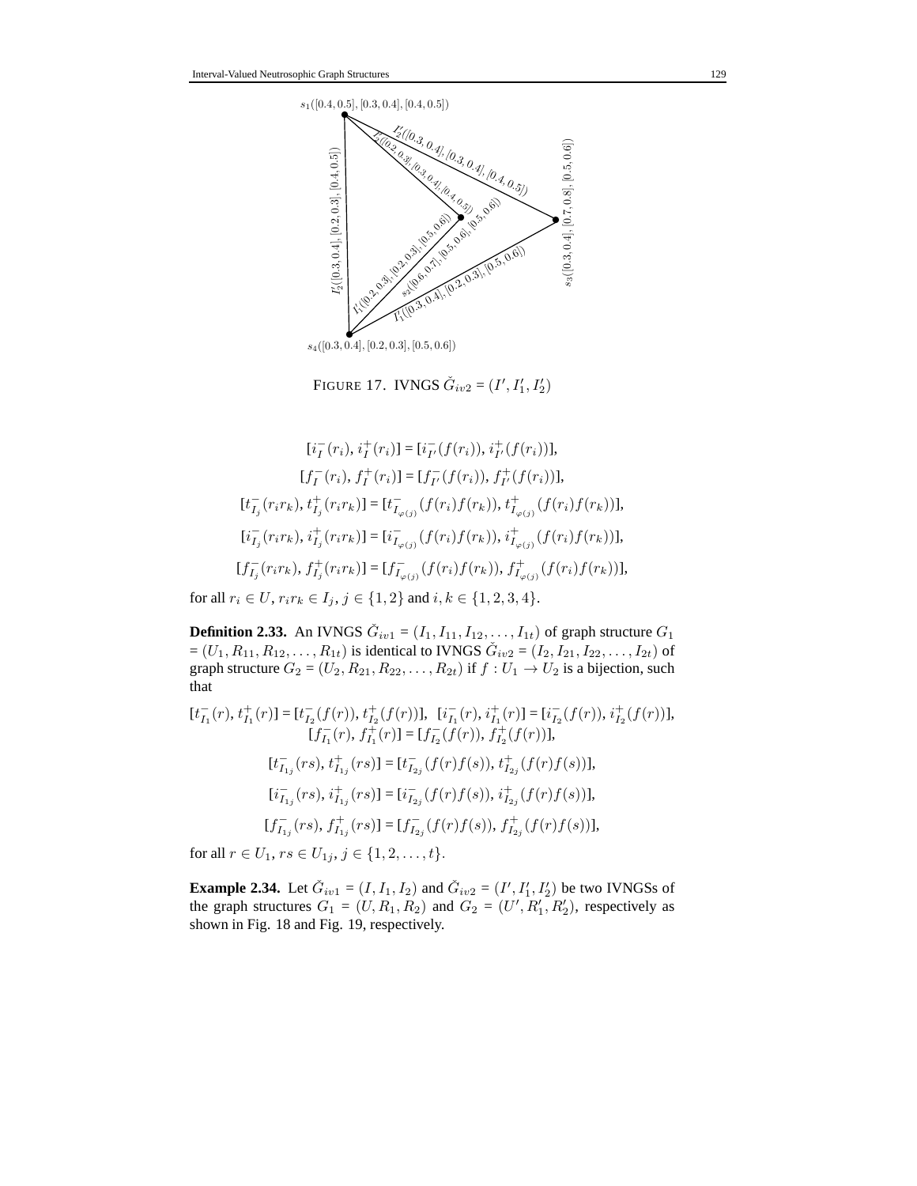$s_1([0.4, 0.5], [0.3, 0.4], [0.4, 0.5])$

$I_2'([0.3, 0.4], [0.3, 0.4], [0.4, 0.5])$

$I_1'([0.2, 0.3], [0.3, 0.4], [0.4, 0.5])$

$I_2'([0.3, 0.4], [0.2, 0.3], [0.4, 0.5])$

$s_3([0.3, 0.4], [0.7, 0.8], [0.5, 0.6])$

$I_1'([0.2, 0.3], [0.2, 0.3], [0.5, 0.6])$

$s_2([0.6, 0.7], [0.5, 0.6], [0.5, 0.6])$

$I_1'([0.3, 0.4], [0.2, 0.3], [0.5, 0.6])$

$s_4([0.3, 0.4], [0.2, 0.3], [0.5, 0.6])$

FIGURE 17. IVNGS $\check{G}_{iv2} = (I', I_1', I_2')$

$$[i_I^-(r_i), i_I^+(r_i)] = [i_{I'}^-(f(r_i)), i_{I'}^+(f(r_i))],$$
$$[f_I^-(r_i), f_I^+(r_i)] = [f_{I'}^-(f(r_i)), f_{I'}^+(f(r_i))],$$
$$[t_{I_j}^-(r_ir_k), t_{I_j}^+(r_ir_k)] = [t_{I_{\varphi(j)}}^-(f(r_i)f(r_k)), t_{I_{\varphi(j)}}^+(f(r_i)f(r_k))],$$
$$[i_{I_j}^-(r_ir_k), i_{I_j}^+(r_ir_k)] = [i_{I_{\varphi(j)}}^-(f(r_i)f(r_k)), i_{I_{\varphi(j)}}^+(f(r_i)f(r_k))],$$
$$[f_{I_j}^-(r_ir_k), f_{I_j}^+(r_ir_k)] = [f_{I_{\varphi(j)}}^-(f(r_i)f(r_k)), f_{I_{\varphi(j)}}^+(f(r_i)f(r_k))],$$

for all $r_i \in U$, $r_ir_k \in I_j$, $j \in \{1, 2\}$ and $i, k \in \{1, 2, 3, 4\}$.

**Definition 2.33.** An IVNGS $\check{G}_{iv1} = (I_1, I_{11}, I_{12}, \ldots, I_{1t})$ of graph structure $G_1 = (U_1, R_{11}, R_{12}, \ldots, R_{1t})$ is identical to IVNGS $\check{G}_{iv2} = (I_2, I_{21}, I_{22}, \ldots, I_{2t})$ of graph structure $G_2 = (U_2, R_{21}, R_{22}, \ldots, R_{2t})$ if $f : U_1 \to U_2$ is a bijection, such that

$$[t_{I_1}^-(r), t_{I_1}^+(r)] = [t_{I_2}^-(f(r)), t_{I_2}^+(f(r))], \quad [i_{I_1}^-(r), i_{I_1}^+(r)] = [i_{I_2}^-(f(r)), i_{I_2}^+(f(r))],$$
$$[f_{I_1}^-(r), f_{I_1}^+(r)] = [f_{I_2}^-(f(r)), f_{I_2}^+(f(r))],$$
$$[t_{I_{1j}}^-(rs), t_{I_{1j}}^+(rs)] = [t_{I_{2j}}^-(f(r)f(s)), t_{I_{2j}}^+(f(r)f(s))],$$
$$[i_{I_{1j}}^-(rs), i_{I_{1j}}^+(rs)] = [i_{I_{2j}}^-(f(r)f(s)), i_{I_{2j}}^+(f(r)f(s))],$$
$$[f_{I_{1j}}^-(rs), f_{I_{1j}}^+(rs)] = [f_{I_{2j}}^-(f(r)f(s)), f_{I_{2j}}^+(f(r)f(s))],$$

for all $r \in U_1$, $rs \in U_{1j}$, $j \in \{1, 2, \ldots, t\}$.

**Example 2.34.** Let $\check{G}_{iv1} = (I, I_1, I_2)$ and $\check{G}_{iv2} = (I', I_1', I_2')$ be two IVNGSs of the graph structures $G_1 = (U, R_1, R_2)$ and $G_2 = (U', R_1', R_2')$, respectively as shown in Fig. 18 and Fig. 19, respectively.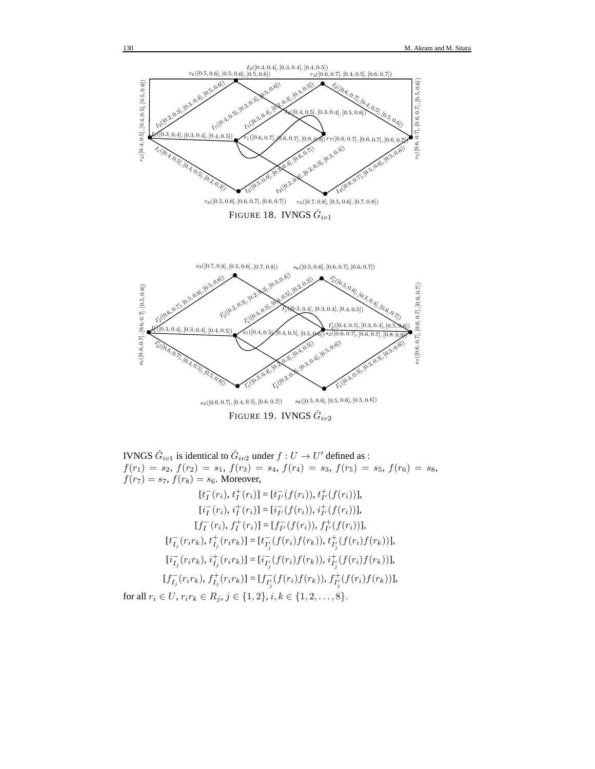FIGURE 18. IVNGS $\check{G}_{iv1}$

FIGURE 19. IVNGS $\check{G}_{iv2}$

IVNGS $\check{G}_{iv1}$ is identical to $\check{G}_{iv2}$ under $f : U \to U'$ defined as : $f(r_1) = s_2$, $f(r_2) = s_1$, $f(r_3) = s_4$, $f(r_4) = s_3$, $f(r_5) = s_5$, $f(r_6) = s_8$, $f(r_7) = s_7$, $f(r_8) = s_6$. Moreover,

$$[t_I^-(r_i), t_I^+(r_i)] = [t_{I'}^-(f(r_i)), t_{I'}^+(f(r_i))],$$

$$[i_I^-(r_i), i_I^+(r_i)] = [i_{I'}^-(f(r_i)), i_{I'}^+(f(r_i))],$$

$$[f_I^-(r_i), f_I^+(r_i)] = [f_{I'}^-(f(r_i)), f_{I'}^+(f(r_i))],$$

$$[t_{I_j}^-(r_ir_k), t_{I_j}^+(r_ir_k)] = [t_{I_j'}^-(f(r_i)f(r_k)), t_{I_j'}^+(f(r_i)f(r_k))],$$

$$[i_{I_j}^-(r_ir_k), i_{I_j}^+(r_ir_k)] = [i_{I_j'}^-(f(r_i)f(r_k)), i_{I_j'}^+(f(r_i)f(r_k))],$$

$$[f_{I_j}^-(r_ir_k), f_{I_j}^+(r_ir_k)] = [f_{I_j'}^-(f(r_i)f(r_k)), f_{I_j'}^+(f(r_i)f(r_k))],$$

for all $r_i \in U$, $r_ir_k \in R_j$, $j \in \{1, 2\}$, $i, k \in \{1, 2, \ldots, 8\}$.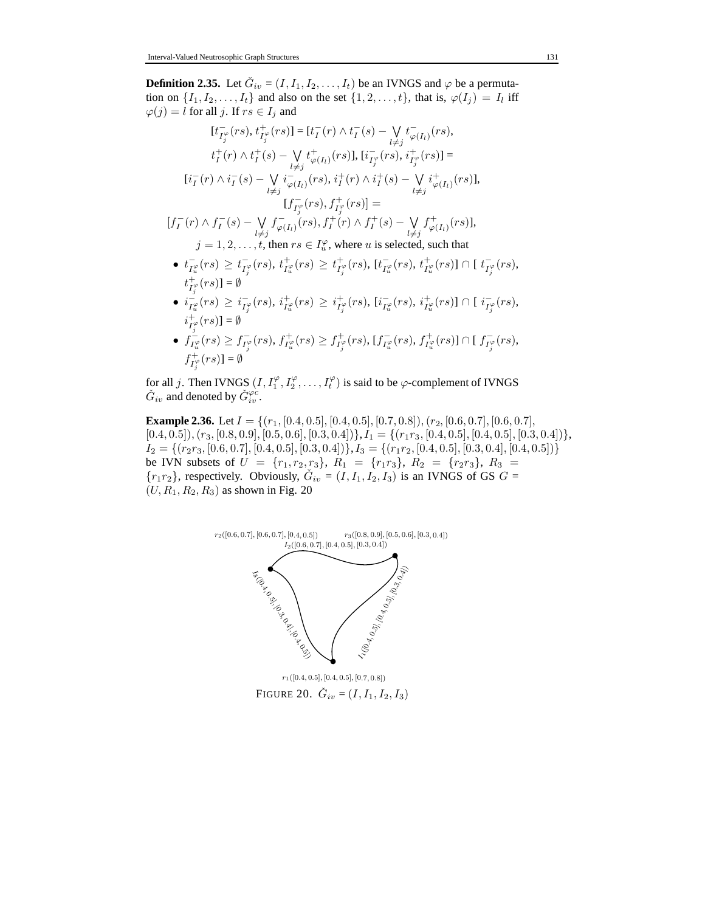**Definition 2.35.** Let $\check{G}_{iv} = (I, I_1, I_2, \ldots, I_t)$ be an IVNGS and $\varphi$ be a permutation on $\{I_1, I_2, \ldots, I_t\}$ and also on the set $\{1, 2, \ldots, t\}$, that is, $\varphi(I_j) = I_l$ iff $\varphi(j) = l$ for all $j$. If $rs \in I_j$ and

$$[t^-_{I^\varphi_j}(rs), t^+_{I^\varphi_j}(rs)] = [t^-_I(r) \wedge t^-_I(s) - \bigvee_{l \neq j} t^-_{\varphi(I_l)}(rs),$$
$$t^+_I(r) \wedge t^+_I(s) - \bigvee_{l \neq j} t^+_{\varphi(I_l)}(rs)], [i^-_{I^\varphi_j}(rs), i^+_{I^\varphi_j}(rs)] =$$
$$[i^-_I(r) \wedge i^-_I(s) - \bigvee_{l \neq j} i^-_{\varphi(I_l)}(rs), i^+_I(r) \wedge i^+_I(s) - \bigvee_{l \neq j} i^+_{\varphi(I_l)}(rs)],$$
$$[f^-_{I^\varphi_j}(rs), f^+_{I^\varphi_j}(rs)] =$$
$$[f^-_I(r) \wedge f^-_I(s) - \bigvee_{l \neq j} f^-_{\varphi(I_l)}(rs), f^+_I(r) \wedge f^+_I(s) - \bigvee_{l \neq j} f^+_{\varphi(I_l)}(rs)],$$

$j = 1, 2, \ldots, t$, then $rs \in I^\varphi_u$, where $u$ is selected, such that

- $t^-_{I^\varphi_u}(rs) \geq t^-_{I^\varphi_j}(rs)$, $t^+_{I^\varphi_u}(rs) \geq t^+_{I^\varphi_j}(rs)$, $[t^-_{I^\varphi_u}(rs), t^+_{I^\varphi_u}(rs)] \cap [\, t^-_{I^\varphi_j}(rs), t^+_{I^\varphi_j}(rs)] = \emptyset$
- $i^-_{I^\varphi_u}(rs) \geq i^-_{I^\varphi_j}(rs)$, $i^+_{I^\varphi_u}(rs) \geq i^+_{I^\varphi_j}(rs)$, $[i^-_{I^\varphi_u}(rs), i^+_{I^\varphi_u}(rs)] \cap [\, i^-_{I^\varphi_j}(rs), i^+_{I^\varphi_j}(rs)] = \emptyset$
- $f^-_{I^\varphi_u}(rs) \geq f^-_{I^\varphi_j}(rs)$, $f^+_{I^\varphi_u}(rs) \geq f^+_{I^\varphi_j}(rs)$, $[f^-_{I^\varphi_u}(rs), f^+_{I^\varphi_u}(rs)] \cap [\, f^-_{I^\varphi_j}(rs), f^+_{I^\varphi_j}(rs)] = \emptyset$

for all $j$. Then IVNGS $(I, I^\varphi_1, I^\varphi_2, \ldots, I^\varphi_t)$ is said to be $\varphi$-complement of IVNGS $\check{G}_{iv}$ and denoted by $\check{G}^{\varphi c}_{iv}$.

**Example 2.36.** Let $I = \{(r_1, [0.4, 0.5], [0.4, 0.5], [0.7, 0.8]), (r_2, [0.6, 0.7], [0.6, 0.7], [0.4, 0.5]), (r_3, [0.8, 0.9], [0.5, 0.6], [0.3, 0.4])\}, I_1 = \{(r_1r_3, [0.4, 0.5], [0.4, 0.5], [0.3, 0.4])\}$, $I_2 = \{(r_2r_3, [0.6, 0.7], [0.4, 0.5], [0.3, 0.4])\}, I_3 = \{(r_1r_2, [0.4, 0.5], [0.3, 0.4], [0.4, 0.5])\}$ be IVN subsets of $U = \{r_1, r_2, r_3\}$, $R_1 = \{r_1r_3\}$, $R_2 = \{r_2r_3\}$, $R_3 = \{r_1r_2\}$, respectively. Obviously, $\check{G}_{iv} = (I, I_1, I_2, I_3)$ is an IVNGS of GS $G = (U, R_1, R_2, R_3)$ as shown in Fig. 20

$r_2([0.6, 0.7], [0.6, 0.7], [0.4, 0.5])$ $r_3([0.8, 0.9], [0.5, 0.6], [0.3, 0.4])$
$I_2([0.6, 0.7], [0.4, 0.5], [0.3, 0.4])$
$I_3([0.4, 0.5], [0.3, 0.4], [0.4, 0.5])$
$I_1([0.4, 0.5], [0.4, 0.5], [0.3, 0.4])$
$r_1([0.4, 0.5], [0.4, 0.5], [0.7, 0.8])$

FIGURE 20. $\check{G}_{iv} = (I, I_1, I_2, I_3)$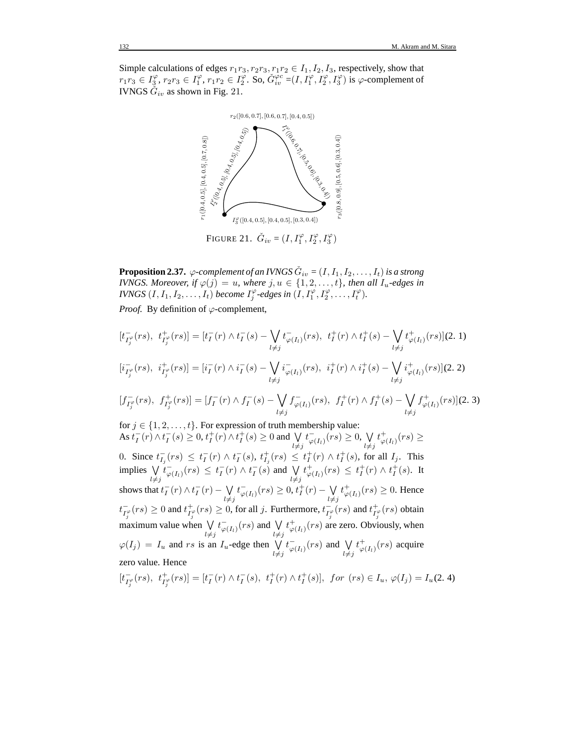Simple calculations of edges $r_1r_3, r_2r_3, r_1r_2 \in I_1, I_2, I_3$, respectively, show that $r_1r_3 \in I_3^{\varphi}$, $r_2r_3 \in I_1^{\varphi}$, $r_1r_2 \in I_2^{\varphi}$. So, $\breve{G}_{iv}^{\varphi c} = (I, I_1^{\varphi}, I_2^{\varphi}, I_3^{\varphi})$ is $\varphi$-complement of IVNGS $\breve{G}_{iv}$ as shown in Fig. 21.

$r_2([0.6, 0.7], [0.6, 0.7], [0.4, 0.5])$

$I_1^{\varphi}([0.6, 0.7], [0.5, 0.6], [0.3, 0.4])$

$I_2^{\varphi}([0.4, 0.5], [0.4, 0.5], [0.4, 0.5])$

$r_1([0.4, 0.5], [0.4, 0.5], [0.7, 0.8])$

$r_3([0.8, 0.9], [0.5, 0.6], [0.3, 0.4])$

$I_3^{\varphi}([0.4, 0.5], [0.4, 0.5], [0.3, 0.4])$

FIGURE 21. $\breve{G}_{iv} = (I, I_1^{\varphi}, I_2^{\varphi}, I_3^{\varphi})$

**Proposition 2.37.** *$\varphi$-complement of an IVNGS $\breve{G}_{iv} = (I, I_1, I_2, \ldots, I_t)$ is a strong IVNGS. Moreover, if $\varphi(j) = u$, where $j, u \in \{1, 2, \ldots, t\}$, then all $I_u$-edges in IVNGS $(I, I_1, I_2, \ldots, I_t)$ become $I_j^{\varphi}$-edges in $(I, I_1^{\varphi}, I_2^{\varphi}, \ldots, I_t^{\varphi})$.*

*Proof.* By definition of $\varphi$-complement,

$$[t^-_{I_j^{\varphi}}(rs),\ t^+_{I_j^{\varphi}}(rs)] = [t^-_I(r) \wedge t^-_I(s) - \bigvee_{l \neq j} t^-_{\varphi(I_l)}(rs),\ t^+_I(r) \wedge t^+_I(s) - \bigvee_{l \neq j} t^+_{\varphi(I_l)}(rs)] \quad (2.\ 1)$$

$$[i^-_{I_j^{\varphi}}(rs),\ i^+_{I_j^{\varphi}}(rs)] = [i^-_I(r) \wedge i^-_I(s) - \bigvee_{l \neq j} i^-_{\varphi(I_l)}(rs),\ i^+_I(r) \wedge i^+_I(s) - \bigvee_{l \neq j} i^+_{\varphi(I_l)}(rs)] \quad (2.\ 2)$$

$$[f^-_{I_j^{\varphi}}(rs),\ f^+_{I_j^{\varphi}}(rs)] = [f^-_I(r) \wedge f^-_I(s) - \bigvee_{l \neq j} f^-_{\varphi(I_l)}(rs),\ f^+_I(r) \wedge f^+_I(s) - \bigvee_{l \neq j} f^+_{\varphi(I_l)}(rs)] \quad (2.\ 3)$$

for $j \in \{1, 2, \ldots, t\}$. For expression of truth membership value:
As $t^-_I(r) \wedge t^-_I(s) \geq 0$, $t^+_I(r) \wedge t^+_I(s) \geq 0$ and $\bigvee_{l \neq j} t^-_{\varphi(I_l)}(rs) \geq 0$, $\bigvee_{l \neq j} t^+_{\varphi(I_l)}(rs) \geq 0$. Since $t^-_{I_j}(rs) \leq t^-_I(r) \wedge t^-_I(s)$, $t^+_{I_j}(rs) \leq t^+_I(r) \wedge t^+_I(s)$, for all $I_j$. This implies $\bigvee_{l \neq j} t^-_{\varphi(I_l)}(rs) \leq t^-_I(r) \wedge t^-_I(s)$ and $\bigvee_{l \neq j} t^+_{\varphi(I_l)}(rs) \leq t^+_I(r) \wedge t^+_I(s)$. It shows that $t^-_I(r) \wedge t^-_I(r) - \bigvee_{l \neq j} t^-_{\varphi(I_l)}(rs) \geq 0$, $t^+_I(r) - \bigvee_{l \neq j} t^+_{\varphi(I_l)}(rs) \geq 0$. Hence $t^-_{I_j^{\varphi}}(rs) \geq 0$ and $t^+_{I_j^{\varphi}}(rs) \geq 0$, for all $j$. Furthermore, $t^-_{I_j^{\varphi}}(rs)$ and $t^+_{I_j^{\varphi}}(rs)$ obtain maximum value when $\bigvee_{l \neq j} t^-_{\varphi(I_l)}(rs)$ and $\bigvee_{l \neq j} t^+_{\varphi(I_l)}(rs)$ are zero. Obviously, when $\varphi(I_j) = I_u$ and $rs$ is an $I_u$-edge then $\bigvee_{l \neq j} t^-_{\varphi(I_l)}(rs)$ and $\bigvee_{l \neq j} t^+_{\varphi(I_l)}(rs)$ acquire zero value. Hence

$$[t^-_{I_j^{\varphi}}(rs),\ t^+_{I_j^{\varphi}}(rs)] = [t^-_I(r) \wedge t^-_I(s),\ t^+_I(r) \wedge t^+_I(s)],\ \ for\ (rs) \in I_u,\ \varphi(I_j) = I_u \quad (2.\ 4)$$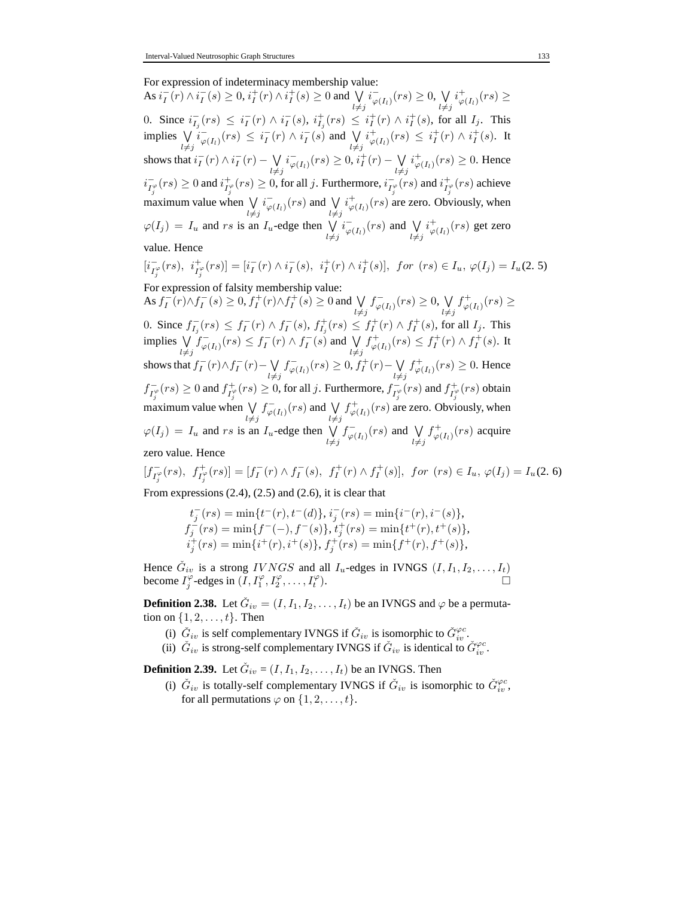For expression of indeterminacy membership value:
As $i_I^-(r) \wedge i_I^-(s) \geq 0$, $i_I^+(r) \wedge i_I^+(s) \geq 0$ and $\bigvee\limits_{l \neq j} i_{\varphi(I_l)}^-(rs) \geq 0$, $\bigvee\limits_{l \neq j} i_{\varphi(I_l)}^+(rs) \geq 0$. Since $i_{I_j}^-(rs) \leq i_I^-(r) \wedge i_I^-(s)$, $i_{I_j}^+(rs) \leq i_I^+(r) \wedge i_I^+(s)$, for all $I_j$. This implies $\bigvee\limits_{l \neq j} i_{\varphi(I_l)}^-(rs) \leq i_I^-(r) \wedge i_I^-(s)$ and $\bigvee\limits_{l \neq j} i_{\varphi(I_l)}^+(rs) \leq i_I^+(r) \wedge i_I^+(s)$. It shows that $i_I^-(r) \wedge i_I^-(r) - \bigvee\limits_{l \neq j} i_{\varphi(I_l)}^-(rs) \geq 0$, $i_I^+(r) - \bigvee\limits_{l \neq j} i_{\varphi(I_l)}^+(rs) \geq 0$. Hence $i_{I_j^\varphi}^-(rs) \geq 0$ and $i_{I_j^\varphi}^+(rs) \geq 0$, for all $j$. Furthermore, $i_{I_j^\varphi}^-(rs)$ and $i_{I_j^\varphi}^+(rs)$ achieve maximum value when $\bigvee\limits_{l \neq j} i_{\varphi(I_l)}^-(rs)$ and $\bigvee\limits_{l \neq j} i_{\varphi(I_l)}^+(rs)$ are zero. Obviously, when $\varphi(I_j) = I_u$ and $rs$ is an $I_u$-edge then $\bigvee\limits_{l \neq j} i_{\varphi(I_l)}^-(rs)$ and $\bigvee\limits_{l \neq j} i_{\varphi(I_l)}^+(rs)$ get zero value. Hence

$$[i_{I_j^\varphi}^-(rs),\ i_{I_j^\varphi}^+(rs)] = [i_I^-(r) \wedge i_I^-(s),\ i_I^+(r) \wedge i_I^+(s)],\ \ for\ (rs) \in I_u,\ \varphi(I_j) = I_u \quad (2.\ 5)$$

For expression of falsity membership value:
As $f_I^-(r) \wedge f_I^-(s) \geq 0$, $f_I^+(r) \wedge f_I^+(s) \geq 0$ and $\bigvee\limits_{l \neq j} f_{\varphi(I_l)}^-(rs) \geq 0$, $\bigvee\limits_{l \neq j} f_{\varphi(I_l)}^+(rs) \geq 0$. Since $f_{I_j}^-(rs) \leq f_I^-(r) \wedge f_I^-(s)$, $f_{I_j}^+(rs) \leq f_I^+(r) \wedge f_I^+(s)$, for all $I_j$. This implies $\bigvee\limits_{l \neq j} f_{\varphi(I_l)}^-(rs) \leq f_I^-(r) \wedge f_I^-(s)$ and $\bigvee\limits_{l \neq j} f_{\varphi(I_l)}^+(rs) \leq f_I^+(r) \wedge f_I^+(s)$. It shows that $f_I^-(r) \wedge f_I^-(r) - \bigvee\limits_{l \neq j} f_{\varphi(I_l)}^-(rs) \geq 0$, $f_I^+(r) - \bigvee\limits_{l \neq j} f_{\varphi(I_l)}^+(rs) \geq 0$. Hence $f_{I_j^\varphi}^-(rs) \geq 0$ and $f_{I_j^\varphi}^+(rs) \geq 0$, for all $j$. Furthermore, $f_{I_j^\varphi}^-(rs)$ and $f_{I_j^\varphi}^+(rs)$ obtain maximum value when $\bigvee\limits_{l \neq j} f_{\varphi(I_l)}^-(rs)$ and $\bigvee\limits_{l \neq j} f_{\varphi(I_l)}^+(rs)$ are zero. Obviously, when $\varphi(I_j) = I_u$ and $rs$ is an $I_u$-edge then $\bigvee\limits_{l \neq j} f_{\varphi(I_l)}^-(rs)$ and $\bigvee\limits_{l \neq j} f_{\varphi(I_l)}^+(rs)$ acquire zero value. Hence

$$[f_{I_j^\varphi}^-(rs),\ f_{I_j^\varphi}^+(rs)] = [f_I^-(r) \wedge f_I^-(s),\ f_I^+(r) \wedge f_I^+(s)],\ \ for\ (rs) \in I_u,\ \varphi(I_j) = I_u \quad (2.\ 6)$$

From expressions (2.4), (2.5) and (2.6), it is clear that

$$\begin{aligned} &t_j^-(rs) = \min\{t^-(r), t^-(d)\},\ i_j^-(rs) = \min\{i^-(r), i^-(s)\}, \\ &f_j^-(rs) = \min\{f^-(-), f^-(s)\},\ t_j^+(rs) = \min\{t^+(r), t^+(s)\}, \\ &i_j^+(rs) = \min\{i^+(r), i^+(s)\},\ f_j^+(rs) = \min\{f^+(r), f^+(s)\}, \end{aligned}$$

Hence $\check{G}_{iv}$ is a strong $IVNGS$ and all $I_u$-edges in IVNGS $(I, I_1, I_2, \ldots, I_t)$ become $I_j^\varphi$-edges in $(I, I_1^\varphi, I_2^\varphi, \ldots, I_t^\varphi)$. □

**Definition 2.38.** Let $\check{G}_{iv} = (I, I_1, I_2, \ldots, I_t)$ be an IVNGS and $\varphi$ be a permutation on $\{1, 2, \ldots, t\}$. Then

(i) $\check{G}_{iv}$ is self complementary IVNGS if $\check{G}_{iv}$ is isomorphic to $\check{G}_{iv}^{\varphi c}$.
(ii) $\check{G}_{iv}$ is strong-self complementary IVNGS if $\check{G}_{iv}$ is identical to $\check{G}_{iv}^{\varphi c}$.

**Definition 2.39.** Let $\check{G}_{iv} = (I, I_1, I_2, \ldots, I_t)$ be an IVNGS. Then

(i) $\check{G}_{iv}$ is totally-self complementary IVNGS if $\check{G}_{iv}$ is isomorphic to $\check{G}_{iv}^{\varphi c}$, for all permutations $\varphi$ on $\{1, 2, \ldots, t\}$.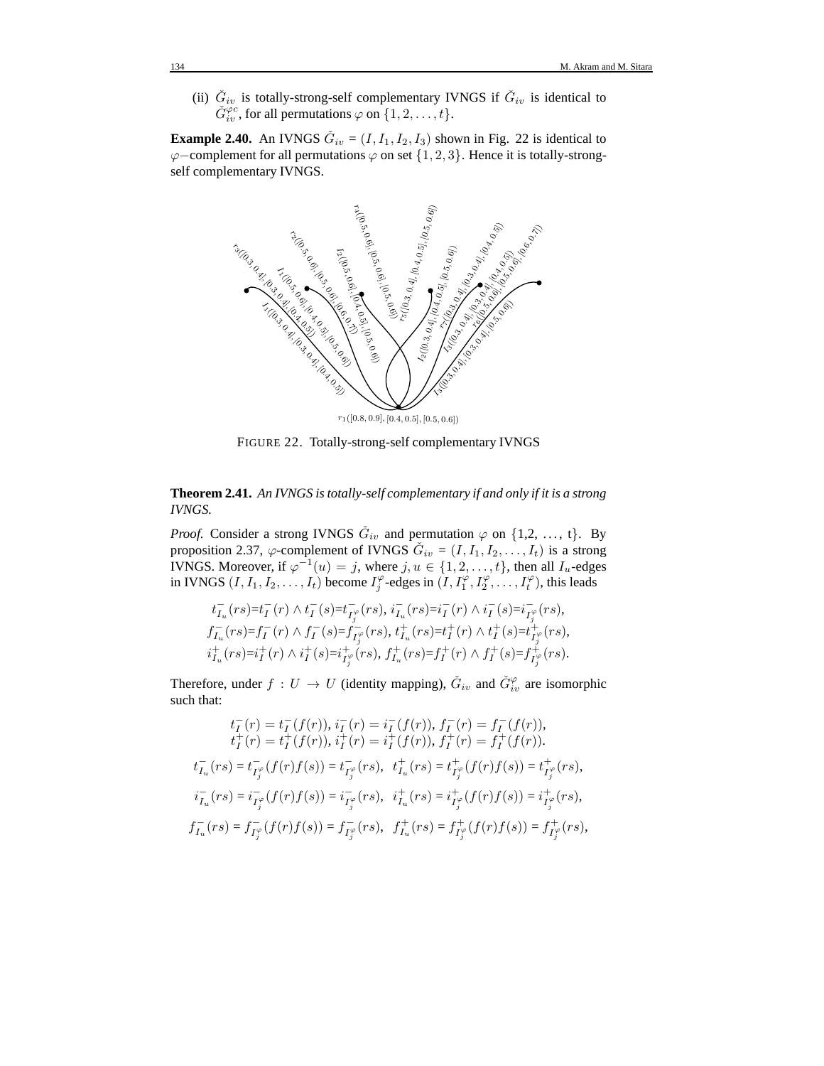(ii) $\check{G}_{iv}$ is totally-strong-self complementary IVNGS if $\check{G}_{iv}$ is identical to $\check{G}_{iv}^{\varphi c}$, for all permutations $\varphi$ on $\{1, 2, \ldots, t\}$.

**Example 2.40.** An IVNGS $\check{G}_{iv} = (I, I_1, I_2, I_3)$ shown in Fig. 22 is identical to $\varphi-$complement for all permutations $\varphi$ on set $\{1, 2, 3\}$. Hence it is totally-strong-self complementary IVNGS.

FIGURE 22. Totally-strong-self complementary IVNGS

**Theorem 2.41.** *An IVNGS is totally-self complementary if and only if it is a strong IVNGS.*

*Proof.* Consider a strong IVNGS $\check{G}_{iv}$ and permutation $\varphi$ on {1,2, ..., t}. By proposition 2.37, $\varphi$-complement of IVNGS $\check{G}_{iv} = (I, I_1, I_2, \ldots, I_t)$ is a strong IVNGS. Moreover, if $\varphi^{-1}(u) = j$, where $j, u \in \{1, 2, \ldots, t\}$, then all $I_u$-edges in IVNGS $(I, I_1, I_2, \ldots, I_t)$ become $I_j^{\varphi}$-edges in $(I, I_1^{\varphi}, I_2^{\varphi}, \ldots, I_t^{\varphi})$, this leads

$$
\begin{gathered}
t^-_{I_u}(rs)=t^-_I(r) \wedge t^-_I(s)=t^-_{I^{\varphi}_j}(rs),\ i^-_{I_u}(rs)=i^-_I(r) \wedge i^-_I(s)=i^-_{I^{\varphi}_j}(rs), \\
f^-_{I_u}(rs)=f^-_I(r) \wedge f^-_I(s)=f^-_{I^{\varphi}_j}(rs),\ t^+_{I_u}(rs)=t^+_I(r) \wedge t^+_I(s)=t^+_{I^{\varphi}_j}(rs), \\
i^+_{I_u}(rs)=i^+_I(r) \wedge i^+_I(s)=i^+_{I^{\varphi}_j}(rs),\ f^+_{I_u}(rs)=f^+_I(r) \wedge f^+_I(s)=f^+_{I^{\varphi}_j}(rs).
\end{gathered}
$$

Therefore, under $f : U \to U$ (identity mapping), $\check{G}_{iv}$ and $\check{G}_{iv}^{\varphi}$ are isomorphic such that:

$$
\begin{gathered}
t^-_I(r) = t^-_I(f(r)),\ i^-_I(r) = i^-_I(f(r)),\ f^-_I(r) = f^-_I(f(r)), \\
t^+_I(r) = t^+_I(f(r)),\ i^+_I(r) = i^+_I(f(r)),\ f^+_I(r) = f^+_I(f(r)).
\end{gathered}
$$

$$
t^-_{I_u}(rs) = t^-_{I^{\varphi}_j}(f(r)f(s)) = t^-_{I^{\varphi}_j}(rs),\quad t^+_{I_u}(rs) = t^+_{I^{\varphi}_j}(f(r)f(s)) = t^+_{I^{\varphi}_j}(rs),
$$

$$
i^-_{I_u}(rs) = i^-_{I^{\varphi}_j}(f(r)f(s)) = i^-_{I^{\varphi}_j}(rs),\quad i^+_{I_u}(rs) = i^+_{I^{\varphi}_j}(f(r)f(s)) = i^+_{I^{\varphi}_j}(rs),
$$

$$
f^-_{I_u}(rs) = f^-_{I^{\varphi}_j}(f(r)f(s)) = f^-_{I^{\varphi}_j}(rs),\quad f^+_{I_u}(rs) = f^+_{I^{\varphi}_j}(f(r)f(s)) = f^+_{I^{\varphi}_j}(rs),
$$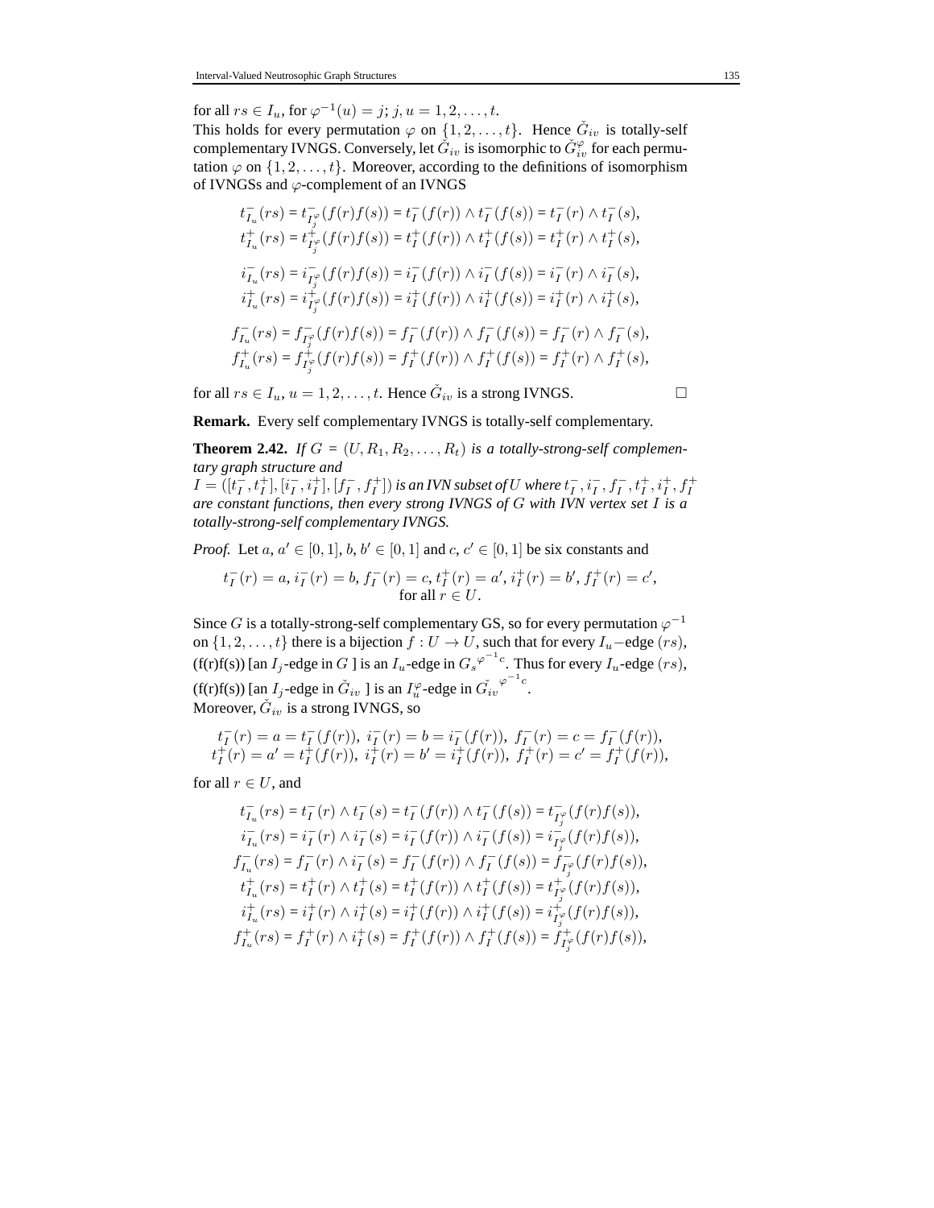for all $rs \in I_u$, for $\varphi^{-1}(u) = j$; $j, u = 1, 2, \ldots, t$.
This holds for every permutation $\varphi$ on $\{1, 2, \ldots, t\}$. Hence $\check{G}_{iv}$ is totally-self complementary IVNGS. Conversely, let $\check{G}_{iv}$ is isomorphic to $\check{G}_{iv}^{\varphi}$ for each permutation $\varphi$ on $\{1, 2, \ldots, t\}$. Moreover, according to the definitions of isomorphism of IVNGSs and $\varphi$-complement of an IVNGS

$$
\begin{aligned}
t^-_{I_u}(rs) &= t^-_{I^{\varphi}_j}(f(r)f(s)) = t^-_I(f(r)) \wedge t^-_I(f(s)) = t^-_I(r) \wedge t^-_I(s),\\
t^+_{I_u}(rs) &= t^+_{I^{\varphi}_j}(f(r)f(s)) = t^+_I(f(r)) \wedge t^+_I(f(s)) = t^+_I(r) \wedge t^+_I(s),\\
i^-_{I_u}(rs) &= i^-_{I^{\varphi}_j}(f(r)f(s)) = i^-_I(f(r)) \wedge i^-_I(f(s)) = i^-_I(r) \wedge i^-_I(s),\\
i^+_{I_u}(rs) &= i^+_{I^{\varphi}_j}(f(r)f(s)) = i^+_I(f(r)) \wedge i^+_I(f(s)) = i^+_I(r) \wedge i^+_I(s),\\
f^-_{I_u}(rs) &= f^-_{I^{\varphi}_j}(f(r)f(s)) = f^-_I(f(r)) \wedge f^-_I(f(s)) = f^-_I(r) \wedge f^-_I(s),\\
f^+_{I_u}(rs) &= f^+_{I^{\varphi}_j}(f(r)f(s)) = f^+_I(f(r)) \wedge f^+_I(f(s)) = f^+_I(r) \wedge f^+_I(s),
\end{aligned}
$$

for all $rs \in I_u$, $u = 1, 2, \ldots, t$. Hence $\check{G}_{iv}$ is a strong IVNGS. □

**Remark.** Every self complementary IVNGS is totally-self complementary.

**Theorem 2.42.** *If $G = (U, R_1, R_2, \ldots, R_t)$ is a totally-strong-self complementary graph structure and $I = ([t^-_I, t^+_I], [i^-_I, i^+_I], [f^-_I, f^+_I])$ is an IVN subset of $U$ where $t^-_I, i^-_I, f^-_I, t^+_I, i^+_I, f^+_I$ are constant functions, then every strong IVNGS of $G$ with IVN vertex set $I$ is a totally-strong-self complementary IVNGS.*

*Proof.* Let $a, a' \in [0, 1]$, $b, b' \in [0, 1]$ and $c, c' \in [0, 1]$ be six constants and

$$
t^-_I(r) = a,\ i^-_I(r) = b,\ f^-_I(r) = c,\ t^+_I(r) = a',\ i^+_I(r) = b',\ f^+_I(r) = c',\quad \text{for all } r \in U.
$$

Since $G$ is a totally-strong-self complementary GS, so for every permutation $\varphi^{-1}$ on $\{1, 2, \ldots, t\}$ there is a bijection $f : U \to U$, such that for every $I_u$−edge $(rs)$, (f(r)f(s)) [an $I_j$-edge in $G$ ] is an $I_u$-edge in ${G_s}^{\varphi^{-1}c}$. Thus for every $I_u$-edge $(rs)$, (f(r)f(s)) [an $I_j$-edge in $\check{G}_{iv}$ ] is an $I^{\varphi}_u$-edge in ${\check{G}_{iv}}^{\varphi^{-1}c}$.
Moreover, $\check{G}_{iv}$ is a strong IVNGS, so

$$
\begin{aligned}
t^-_I(r) = a = t^-_I(f(r)),\ i^-_I(r) = b = i^-_I(f(r)),\ f^-_I(r) = c = f^-_I(f(r)),\\
t^+_I(r) = a' = t^+_I(f(r)),\ i^+_I(r) = b' = i^+_I(f(r)),\ f^+_I(r) = c' = f^+_I(f(r)),
\end{aligned}
$$

for all $r \in U$, and

$$
\begin{aligned}
t^-_{I_u}(rs) &= t^-_I(r) \wedge t^-_I(s) = t^-_I(f(r)) \wedge t^-_I(f(s)) = t^-_{I^{\varphi}_j}(f(r)f(s)),\\
i^-_{I_u}(rs) &= i^-_I(r) \wedge i^-_I(s) = i^-_I(f(r)) \wedge i^-_I(f(s)) = i^-_{I^{\varphi}_j}(f(r)f(s)),\\
f^-_{I_u}(rs) &= f^-_I(r) \wedge i^-_I(s) = f^-_I(f(r)) \wedge f^-_I(f(s)) = f^-_{I^{\varphi}_j}(f(r)f(s)),\\
t^+_{I_u}(rs) &= t^+_I(r) \wedge t^+_I(s) = t^+_I(f(r)) \wedge t^+_I(f(s)) = t^+_{I^{\varphi}_j}(f(r)f(s)),\\
i^+_{I_u}(rs) &= i^+_I(r) \wedge i^+_I(s) = i^+_I(f(r)) \wedge i^+_I(f(s)) = i^+_{I^{\varphi}_j}(f(r)f(s)),\\
f^+_{I_u}(rs) &= f^+_I(r) \wedge i^+_I(s) = f^+_I(f(r)) \wedge f^+_I(f(s)) = f^+_{I^{\varphi}_j}(f(r)f(s)),
\end{aligned}
$$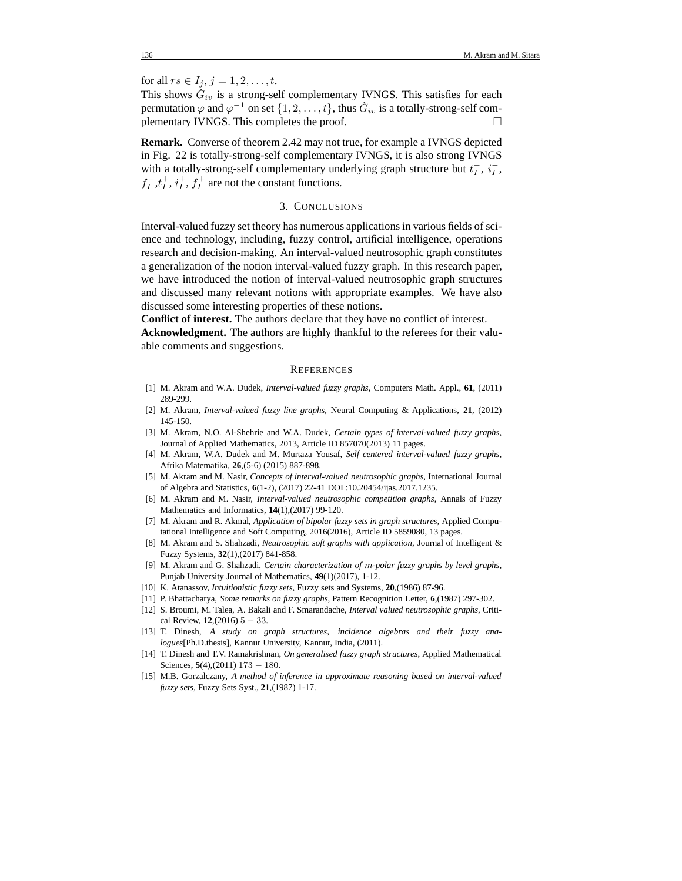for all $rs \in I_j$, $j = 1, 2, \ldots, t$.
This shows $\check{G}_{iv}$ is a strong-self complementary IVNGS. This satisfies for each permutation $\varphi$ and $\varphi^{-1}$ on set $\{1, 2, \ldots, t\}$, thus $\check{G}_{iv}$ is a totally-strong-self complementary IVNGS. This completes the proof. □

**Remark.** Converse of theorem 2.42 may not true, for example a IVNGS depicted in Fig. 22 is totally-strong-self complementary IVNGS, it is also strong IVNGS with a totally-strong-self complementary underlying graph structure but $t_I^-$, $i_I^-$, $f_I^-$, $t_I^+$, $i_I^+$, $f_I^+$ are not the constant functions.

## 3. Conclusions

Interval-valued fuzzy set theory has numerous applications in various fields of science and technology, including, fuzzy control, artificial intelligence, operations research and decision-making. An interval-valued neutrosophic graph constitutes a generalization of the notion interval-valued fuzzy graph. In this research paper, we have introduced the notion of interval-valued neutrosophic graph structures and discussed many relevant notions with appropriate examples. We have also discussed some interesting properties of these notions.

**Conflict of interest.** The authors declare that they have no conflict of interest.

**Acknowledgment.** The authors are highly thankful to the referees for their valuable comments and suggestions.

## References

[1] M. Akram and W.A. Dudek, *Interval-valued fuzzy graphs*, Computers Math. Appl., **61**, (2011) 289-299.

[2] M. Akram, *Interval-valued fuzzy line graphs*, Neural Computing & Applications, **21**, (2012) 145-150.

[3] M. Akram, N.O. Al-Shehrie and W.A. Dudek, *Certain types of interval-valued fuzzy graphs*, Journal of Applied Mathematics, 2013, Article ID 857070(2013) 11 pages.

[4] M. Akram, W.A. Dudek and M. Murtaza Yousaf, *Self centered interval-valued fuzzy graphs*, Afrika Matematika, **26**,(5-6) (2015) 887-898.

[5] M. Akram and M. Nasir, *Concepts of interval-valued neutrosophic graphs*, International Journal of Algebra and Statistics, **6**(1-2), (2017) 22-41 DOI :10.20454/ijas.2017.1235.

[6] M. Akram and M. Nasir, *Interval-valued neutrosophic competition graphs*, Annals of Fuzzy Mathematics and Informatics, **14**(1),(2017) 99-120.

[7] M. Akram and R. Akmal, *Application of bipolar fuzzy sets in graph structures*, Applied Computational Intelligence and Soft Computing, 2016(2016), Article ID 5859080, 13 pages.

[8] M. Akram and S. Shahzadi, *Neutrosophic soft graphs with application*, Journal of Intelligent & Fuzzy Systems, **32**(1),(2017) 841-858.

[9] M. Akram and G. Shahzadi, *Certain characterization of $m$-polar fuzzy graphs by level graphs*, Punjab University Journal of Mathematics, **49**(1)(2017), 1-12.

[10] K. Atanassov, *Intuitionistic fuzzy sets*, Fuzzy sets and Systems, **20**,(1986) 87-96.

[11] P. Bhattacharya, *Some remarks on fuzzy graphs*, Pattern Recognition Letter, **6**,(1987) 297-302.

[12] S. Broumi, M. Talea, A. Bakali and F. Smarandache, *Interval valued neutrosophic graphs*, Critical Review, **12**,(2016) $5-33$.

[13] T. Dinesh, *A study on graph structures, incidence algebras and their fuzzy analogues*[Ph.D.thesis], Kannur University, Kannur, India, (2011).

[14] T. Dinesh and T.V. Ramakrishnan, *On generalised fuzzy graph structures*, Applied Mathematical Sciences, **5**(4),(2011) $173-180$.

[15] M.B. Gorzalczany, *A method of inference in approximate reasoning based on interval-valued fuzzy sets*, Fuzzy Sets Syst., **21**,(1987) 1-17.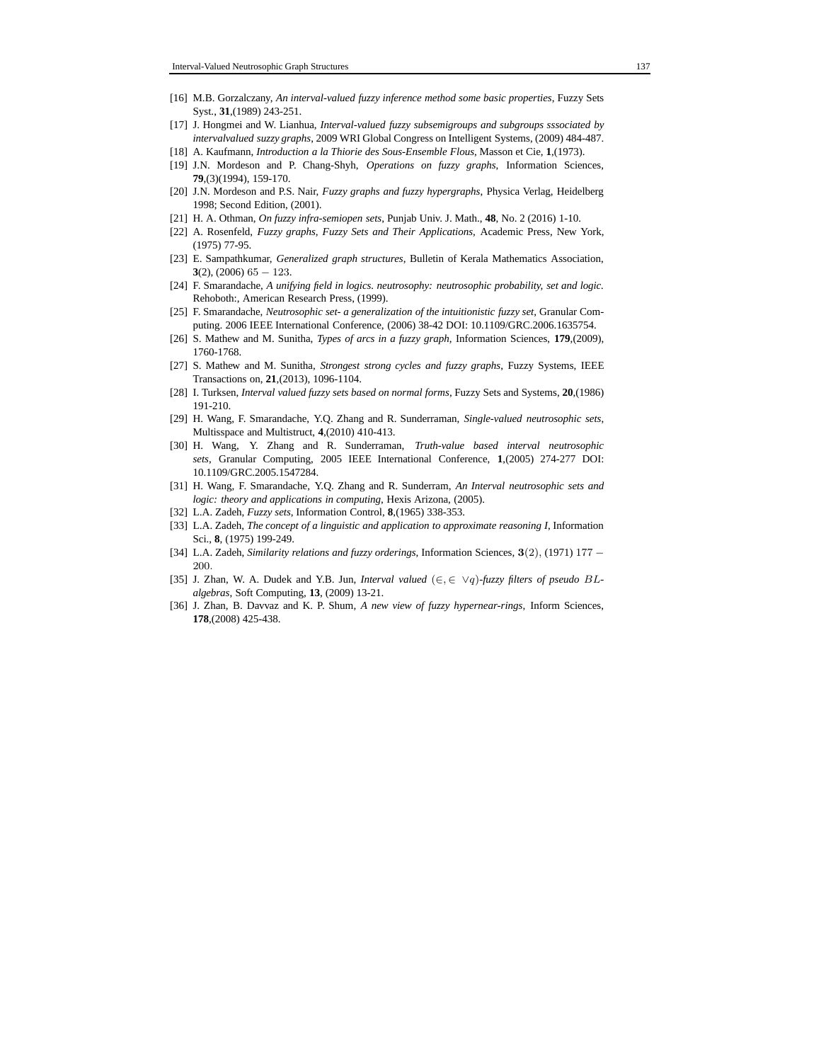[16] M.B. Gorzalczany, *An interval-valued fuzzy inference method some basic properties*, Fuzzy Sets Syst., **31**,(1989) 243-251.

[17] J. Hongmei and W. Lianhua, *Interval-valued fuzzy subsemigroups and subgroups sssociated by intervalvalued suzzy graphs*, 2009 WRI Global Congress on Intelligent Systems, (2009) 484-487.

[18] A. Kaufmann, *Introduction a la Thiorie des Sous-Ensemble Flous*, Masson et Cie, **1**,(1973).

[19] J.N. Mordeson and P. Chang-Shyh, *Operations on fuzzy graphs*, Information Sciences, **79**,(3)(1994), 159-170.

[20] J.N. Mordeson and P.S. Nair, *Fuzzy graphs and fuzzy hypergraphs*, Physica Verlag, Heidelberg 1998; Second Edition, (2001).

[21] H. A. Othman, *On fuzzy infra-semiopen sets*, Punjab Univ. J. Math., **48**, No. 2 (2016) 1-10.

[22] A. Rosenfeld, *Fuzzy graphs, Fuzzy Sets and Their Applications*, Academic Press, New York, (1975) 77-95.

[23] E. Sampathkumar, *Generalized graph structures*, Bulletin of Kerala Mathematics Association, **3**(2), (2006) $65-123$.

[24] F. Smarandache, *A unifying field in logics. neutrosophy: neutrosophic probability, set and logic*. Rehoboth:, American Research Press, (1999).

[25] F. Smarandache, *Neutrosophic set- a generalization of the intuitionistic fuzzy set*, Granular Computing. 2006 IEEE International Conference, (2006) 38-42 DOI: 10.1109/GRC.2006.1635754.

[26] S. Mathew and M. Sunitha, *Types of arcs in a fuzzy graph*, Information Sciences, **179**,(2009), 1760-1768.

[27] S. Mathew and M. Sunitha, *Strongest strong cycles and fuzzy graphs*, Fuzzy Systems, IEEE Transactions on, **21**,(2013), 1096-1104.

[28] I. Turksen, *Interval valued fuzzy sets based on normal forms*, Fuzzy Sets and Systems, **20**,(1986) 191-210.

[29] H. Wang, F. Smarandache, Y.Q. Zhang and R. Sunderraman, *Single-valued neutrosophic sets*, Multisspace and Multistruct, **4**,(2010) 410-413.

[30] H. Wang, Y. Zhang and R. Sunderraman, *Truth-value based interval neutrosophic sets*, Granular Computing, 2005 IEEE International Conference, **1**,(2005) 274-277 DOI: 10.1109/GRC.2005.1547284.

[31] H. Wang, F. Smarandache, Y.Q. Zhang and R. Sunderram, *An Interval neutrosophic sets and logic: theory and applications in computing*, Hexis Arizona, (2005).

[32] L.A. Zadeh, *Fuzzy sets*, Information Control, **8**,(1965) 338-353.

[33] L.A. Zadeh, *The concept of a linguistic and application to approximate reasoning I*, Information Sci., **8**, (1975) 199-249.

[34] L.A. Zadeh, *Similarity relations and fuzzy orderings*, Information Sciences, $\mathbf{3}(2)$, (1971) $177-200$.

[35] J. Zhan, W. A. Dudek and Y.B. Jun, *Interval valued $(\in, \in \vee q)$-fuzzy filters of pseudo $BL$-algebras*, Soft Computing, **13**, (2009) 13-21.

[36] J. Zhan, B. Davvaz and K. P. Shum, *A new view of fuzzy hypernear-rings*, Inform Sciences, **178**,(2008) 425-438.